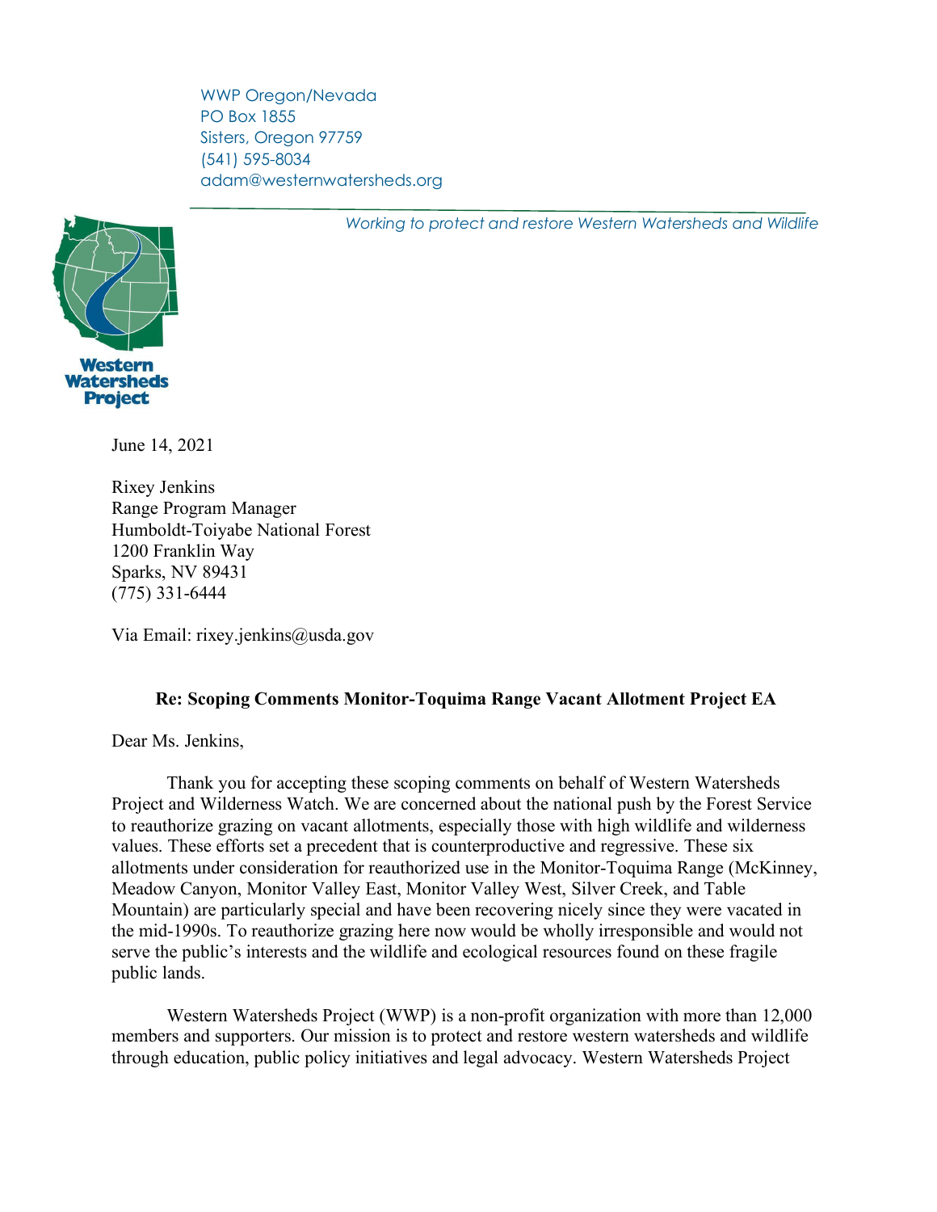WWP Oregon/Nevada
PO Box 1855
Sisters, Oregon 97759
(541) 595-8034
adam@westernwatersheds.org

*Working to protect and restore Western Watersheds and Wildlife*

Western Watersheds Project

June 14, 2021

Rixey Jenkins
Range Program Manager
Humboldt-Toiyabe National Forest
1200 Franklin Way
Sparks, NV 89431
(775) 331-6444

Via Email: rixey.jenkins@usda.gov

**Re: Scoping Comments Monitor-Toquima Range Vacant Allotment Project EA**

Dear Ms. Jenkins,

Thank you for accepting these scoping comments on behalf of Western Watersheds Project and Wilderness Watch. We are concerned about the national push by the Forest Service to reauthorize grazing on vacant allotments, especially those with high wildlife and wilderness values. These efforts set a precedent that is counterproductive and regressive. These six allotments under consideration for reauthorized use in the Monitor-Toquima Range (McKinney, Meadow Canyon, Monitor Valley East, Monitor Valley West, Silver Creek, and Table Mountain) are particularly special and have been recovering nicely since they were vacated in the mid-1990s. To reauthorize grazing here now would be wholly irresponsible and would not serve the public's interests and the wildlife and ecological resources found on these fragile public lands.

Western Watersheds Project (WWP) is a non-profit organization with more than 12,000 members and supporters. Our mission is to protect and restore western watersheds and wildlife through education, public policy initiatives and legal advocacy. Western Watersheds Project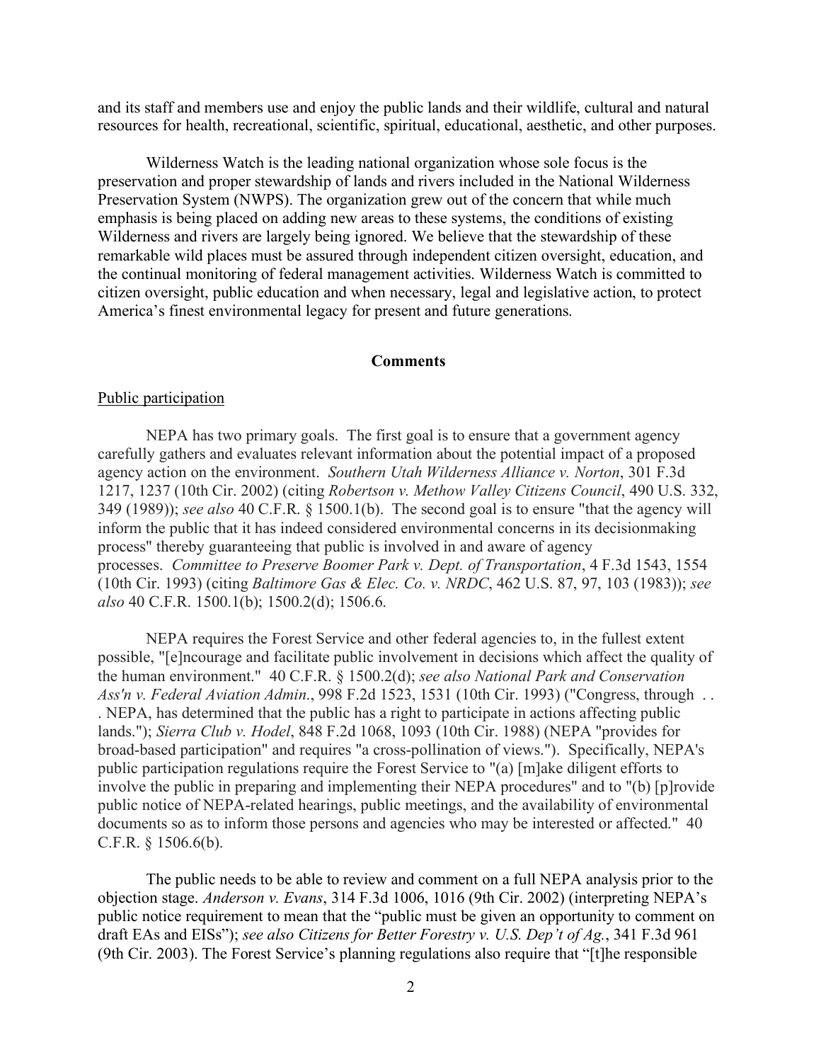and its staff and members use and enjoy the public lands and their wildlife, cultural and natural resources for health, recreational, scientific, spiritual, educational, aesthetic, and other purposes.

Wilderness Watch is the leading national organization whose sole focus is the preservation and proper stewardship of lands and rivers included in the National Wilderness Preservation System (NWPS). The organization grew out of the concern that while much emphasis is being placed on adding new areas to these systems, the conditions of existing Wilderness and rivers are largely being ignored. We believe that the stewardship of these remarkable wild places must be assured through independent citizen oversight, education, and the continual monitoring of federal management activities. Wilderness Watch is committed to citizen oversight, public education and when necessary, legal and legislative action, to protect America's finest environmental legacy for present and future generations.

## Comments

Public participation

NEPA has two primary goals. The first goal is to ensure that a government agency carefully gathers and evaluates relevant information about the potential impact of a proposed agency action on the environment. *Southern Utah Wilderness Alliance v. Norton*, 301 F.3d 1217, 1237 (10th Cir. 2002) (citing *Robertson v. Methow Valley Citizens Council*, 490 U.S. 332, 349 (1989)); *see also* 40 C.F.R. § 1500.1(b). The second goal is to ensure "that the agency will inform the public that it has indeed considered environmental concerns in its decisionmaking process" thereby guaranteeing that public is involved in and aware of agency processes. *Committee to Preserve Boomer Park v. Dept. of Transportation*, 4 F.3d 1543, 1554 (10th Cir. 1993) (citing *Baltimore Gas & Elec. Co. v. NRDC*, 462 U.S. 87, 97, 103 (1983)); *see also* 40 C.F.R. 1500.1(b); 1500.2(d); 1506.6.

NEPA requires the Forest Service and other federal agencies to, in the fullest extent possible, "[e]ncourage and facilitate public involvement in decisions which affect the quality of the human environment." 40 C.F.R. § 1500.2(d); *see also National Park and Conservation Ass'n v. Federal Aviation Admin*., 998 F.2d 1523, 1531 (10th Cir. 1993) ("Congress, through . . . NEPA, has determined that the public has a right to participate in actions affecting public lands."); *Sierra Club v. Hodel*, 848 F.2d 1068, 1093 (10th Cir. 1988) (NEPA "provides for broad-based participation" and requires "a cross-pollination of views."). Specifically, NEPA's public participation regulations require the Forest Service to "(a) [m]ake diligent efforts to involve the public in preparing and implementing their NEPA procedures" and to "(b) [p]rovide public notice of NEPA-related hearings, public meetings, and the availability of environmental documents so as to inform those persons and agencies who may be interested or affected." 40 C.F.R. § 1506.6(b).

The public needs to be able to review and comment on a full NEPA analysis prior to the objection stage. *Anderson v. Evans*, 314 F.3d 1006, 1016 (9th Cir. 2002) (interpreting NEPA's public notice requirement to mean that the "public must be given an opportunity to comment on draft EAs and EISs"); *see also Citizens for Better Forestry v. U.S. Dep't of Ag.*, 341 F.3d 961 (9th Cir. 2003). The Forest Service's planning regulations also require that "[t]he responsible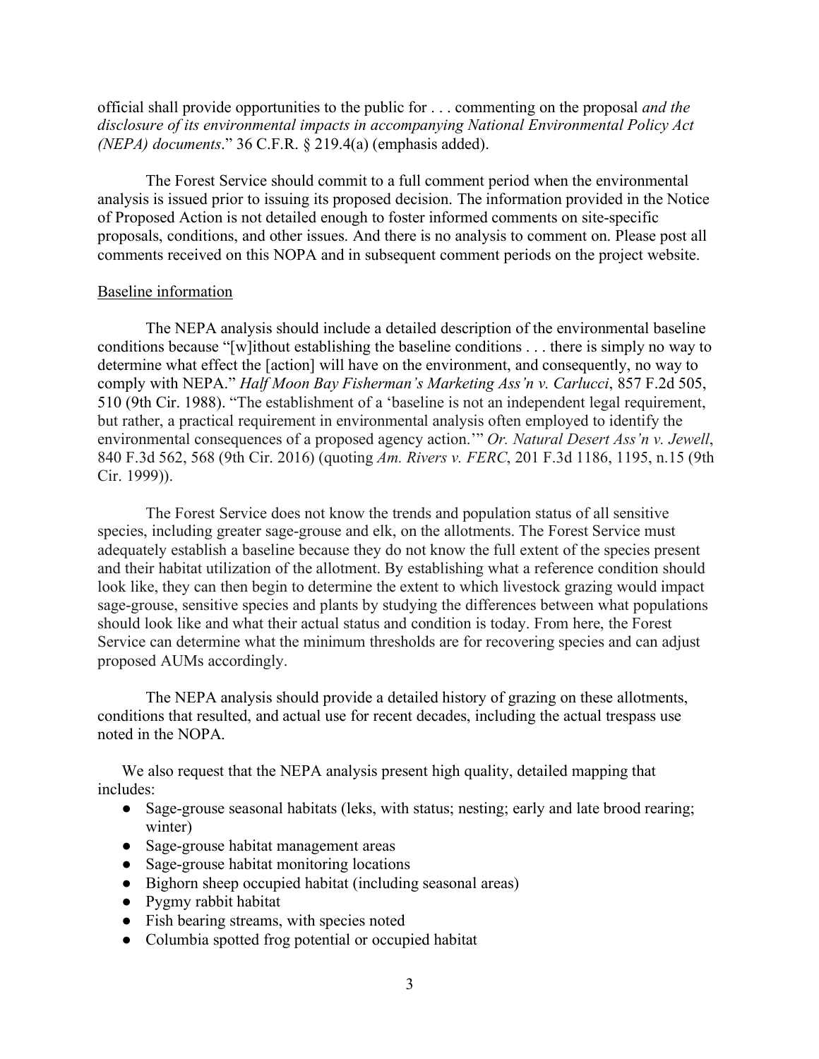official shall provide opportunities to the public for . . . commenting on the proposal *and the disclosure of its environmental impacts in accompanying National Environmental Policy Act (NEPA) documents*." 36 C.F.R. § 219.4(a) (emphasis added).

The Forest Service should commit to a full comment period when the environmental analysis is issued prior to issuing its proposed decision. The information provided in the Notice of Proposed Action is not detailed enough to foster informed comments on site-specific proposals, conditions, and other issues. And there is no analysis to comment on. Please post all comments received on this NOPA and in subsequent comment periods on the project website.

<u>Baseline information</u>

The NEPA analysis should include a detailed description of the environmental baseline conditions because "[w]ithout establishing the baseline conditions . . . there is simply no way to determine what effect the [action] will have on the environment, and consequently, no way to comply with NEPA." *Half Moon Bay Fisherman's Marketing Ass'n v. Carlucci*, 857 F.2d 505, 510 (9th Cir. 1988). "The establishment of a 'baseline is not an independent legal requirement, but rather, a practical requirement in environmental analysis often employed to identify the environmental consequences of a proposed agency action.'" *Or. Natural Desert Ass'n v. Jewell*, 840 F.3d 562, 568 (9th Cir. 2016) (quoting *Am. Rivers v. FERC*, 201 F.3d 1186, 1195, n.15 (9th Cir. 1999)).

The Forest Service does not know the trends and population status of all sensitive species, including greater sage-grouse and elk, on the allotments. The Forest Service must adequately establish a baseline because they do not know the full extent of the species present and their habitat utilization of the allotment. By establishing what a reference condition should look like, they can then begin to determine the extent to which livestock grazing would impact sage-grouse, sensitive species and plants by studying the differences between what populations should look like and what their actual status and condition is today. From here, the Forest Service can determine what the minimum thresholds are for recovering species and can adjust proposed AUMs accordingly.

The NEPA analysis should provide a detailed history of grazing on these allotments, conditions that resulted, and actual use for recent decades, including the actual trespass use noted in the NOPA.

We also request that the NEPA analysis present high quality, detailed mapping that includes:

- Sage-grouse seasonal habitats (leks, with status; nesting; early and late brood rearing; winter)
- Sage-grouse habitat management areas
- Sage-grouse habitat monitoring locations
- Bighorn sheep occupied habitat (including seasonal areas)
- Pygmy rabbit habitat
- Fish bearing streams, with species noted
- Columbia spotted frog potential or occupied habitat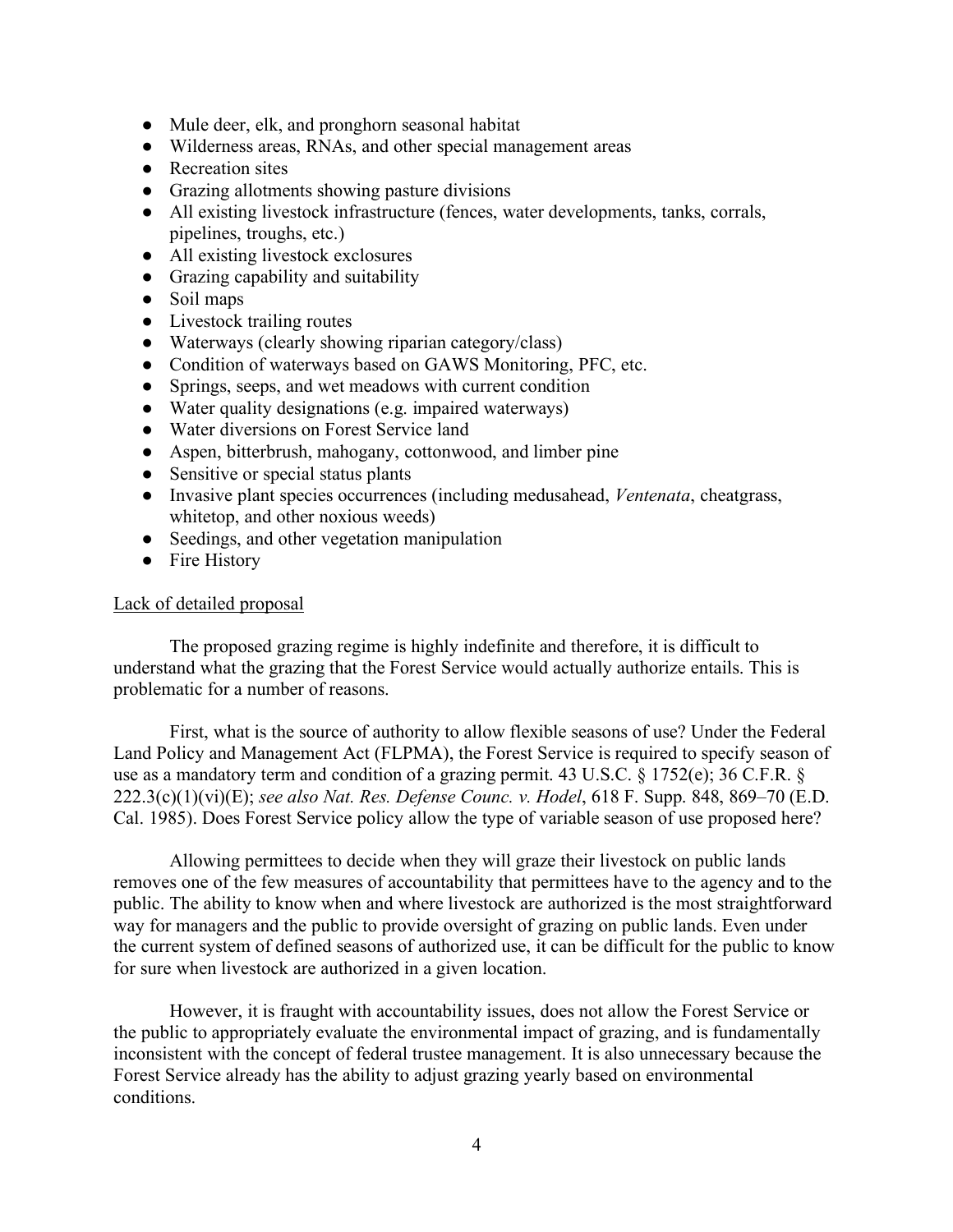- Mule deer, elk, and pronghorn seasonal habitat
- Wilderness areas, RNAs, and other special management areas
- Recreation sites
- Grazing allotments showing pasture divisions
- All existing livestock infrastructure (fences, water developments, tanks, corrals, pipelines, troughs, etc.)
- All existing livestock exclosures
- Grazing capability and suitability
- Soil maps
- Livestock trailing routes
- Waterways (clearly showing riparian category/class)
- Condition of waterways based on GAWS Monitoring, PFC, etc.
- Springs, seeps, and wet meadows with current condition
- Water quality designations (e.g. impaired waterways)
- Water diversions on Forest Service land
- Aspen, bitterbrush, mahogany, cottonwood, and limber pine
- Sensitive or special status plants
- Invasive plant species occurrences (including medusahead, *Ventenata*, cheatgrass, whitetop, and other noxious weeds)
- Seedings, and other vegetation manipulation
- Fire History

<u>Lack of detailed proposal</u>

The proposed grazing regime is highly indefinite and therefore, it is difficult to understand what the grazing that the Forest Service would actually authorize entails. This is problematic for a number of reasons.

First, what is the source of authority to allow flexible seasons of use? Under the Federal Land Policy and Management Act (FLPMA), the Forest Service is required to specify season of use as a mandatory term and condition of a grazing permit. 43 U.S.C. § 1752(e); 36 C.F.R. § 222.3(c)(1)(vi)(E); *see also Nat. Res. Defense Counc. v. Hodel*, 618 F. Supp. 848, 869–70 (E.D. Cal. 1985). Does Forest Service policy allow the type of variable season of use proposed here?

Allowing permittees to decide when they will graze their livestock on public lands removes one of the few measures of accountability that permittees have to the agency and to the public. The ability to know when and where livestock are authorized is the most straightforward way for managers and the public to provide oversight of grazing on public lands. Even under the current system of defined seasons of authorized use, it can be difficult for the public to know for sure when livestock are authorized in a given location.

However, it is fraught with accountability issues, does not allow the Forest Service or the public to appropriately evaluate the environmental impact of grazing, and is fundamentally inconsistent with the concept of federal trustee management. It is also unnecessary because the Forest Service already has the ability to adjust grazing yearly based on environmental conditions.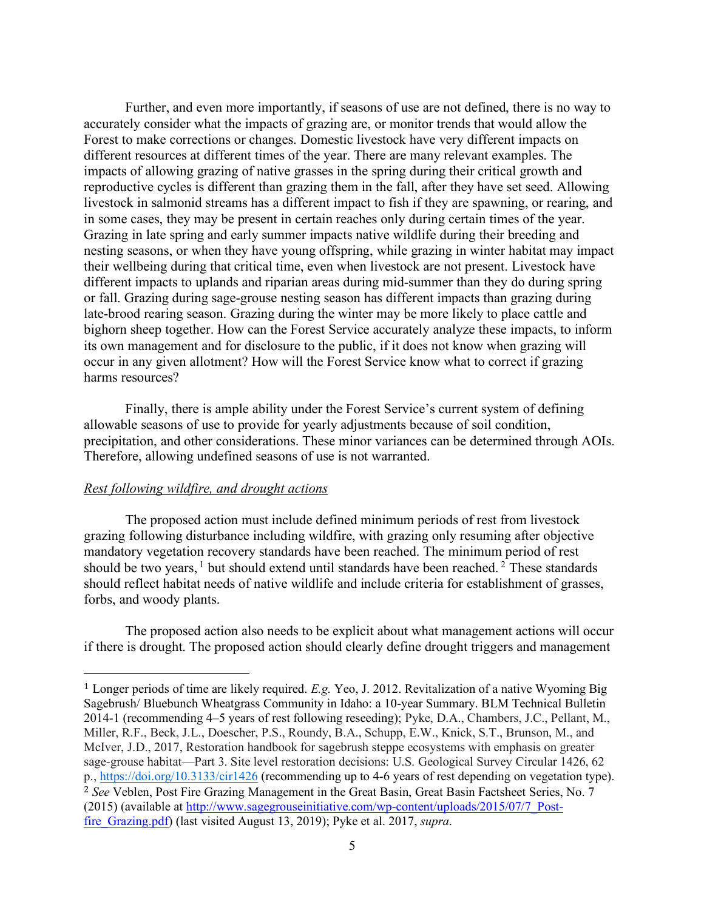Further, and even more importantly, if seasons of use are not defined, there is no way to accurately consider what the impacts of grazing are, or monitor trends that would allow the Forest to make corrections or changes. Domestic livestock have very different impacts on different resources at different times of the year. There are many relevant examples. The impacts of allowing grazing of native grasses in the spring during their critical growth and reproductive cycles is different than grazing them in the fall, after they have set seed. Allowing livestock in salmonid streams has a different impact to fish if they are spawning, or rearing, and in some cases, they may be present in certain reaches only during certain times of the year. Grazing in late spring and early summer impacts native wildlife during their breeding and nesting seasons, or when they have young offspring, while grazing in winter habitat may impact their wellbeing during that critical time, even when livestock are not present. Livestock have different impacts to uplands and riparian areas during mid-summer than they do during spring or fall. Grazing during sage-grouse nesting season has different impacts than grazing during late-brood rearing season. Grazing during the winter may be more likely to place cattle and bighorn sheep together. How can the Forest Service accurately analyze these impacts, to inform its own management and for disclosure to the public, if it does not know when grazing will occur in any given allotment? How will the Forest Service know what to correct if grazing harms resources?

Finally, there is ample ability under the Forest Service's current system of defining allowable seasons of use to provide for yearly adjustments because of soil condition, precipitation, and other considerations. These minor variances can be determined through AOIs. Therefore, allowing undefined seasons of use is not warranted.

*Rest following wildfire, and drought actions*

The proposed action must include defined minimum periods of rest from livestock grazing following disturbance including wildfire, with grazing only resuming after objective mandatory vegetation recovery standards have been reached. The minimum period of rest should be two years, [1] but should extend until standards have been reached. [2] These standards should reflect habitat needs of native wildlife and include criteria for establishment of grasses, forbs, and woody plants.

The proposed action also needs to be explicit about what management actions will occur if there is drought. The proposed action should clearly define drought triggers and management

---

[1] Longer periods of time are likely required. *E.g.* Yeo, J. 2012. Revitalization of a native Wyoming Big Sagebrush/ Bluebunch Wheatgrass Community in Idaho: a 10-year Summary. BLM Technical Bulletin 2014-1 (recommending 4–5 years of rest following reseeding); Pyke, D.A., Chambers, J.C., Pellant, M., Miller, R.F., Beck, J.L., Doescher, P.S., Roundy, B.A., Schupp, E.W., Knick, S.T., Brunson, M., and McIver, J.D., 2017, Restoration handbook for sagebrush steppe ecosystems with emphasis on greater sage-grouse habitat—Part 3. Site level restoration decisions: U.S. Geological Survey Circular 1426, 62 p., https://doi.org/10.3133/cir1426 (recommending up to 4-6 years of rest depending on vegetation type).

[2] *See* Veblen, Post Fire Grazing Management in the Great Basin, Great Basin Factsheet Series, No. 7 (2015) (available at http://www.sagegrouseinitiative.com/wp-content/uploads/2015/07/7_Post-fire_Grazing.pdf) (last visited August 13, 2019); Pyke et al. 2017, *supra*.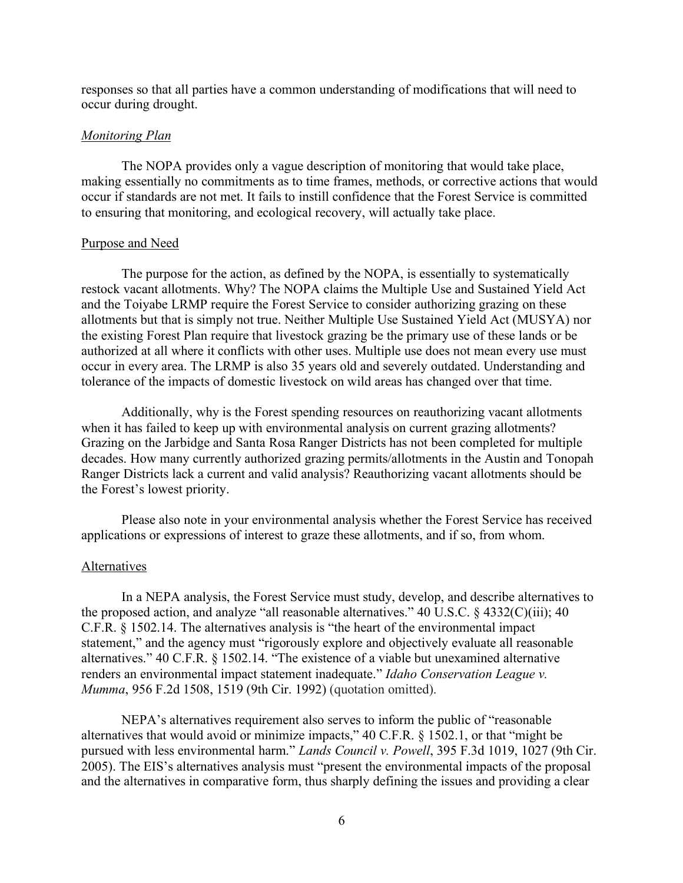responses so that all parties have a common understanding of modifications that will need to occur during drought.

*Monitoring Plan*

The NOPA provides only a vague description of monitoring that would take place, making essentially no commitments as to time frames, methods, or corrective actions that would occur if standards are not met. It fails to instill confidence that the Forest Service is committed to ensuring that monitoring, and ecological recovery, will actually take place.

Purpose and Need

The purpose for the action, as defined by the NOPA, is essentially to systematically restock vacant allotments. Why? The NOPA claims the Multiple Use and Sustained Yield Act and the Toiyabe LRMP require the Forest Service to consider authorizing grazing on these allotments but that is simply not true. Neither Multiple Use Sustained Yield Act (MUSYA) nor the existing Forest Plan require that livestock grazing be the primary use of these lands or be authorized at all where it conflicts with other uses. Multiple use does not mean every use must occur in every area. The LRMP is also 35 years old and severely outdated. Understanding and tolerance of the impacts of domestic livestock on wild areas has changed over that time.

Additionally, why is the Forest spending resources on reauthorizing vacant allotments when it has failed to keep up with environmental analysis on current grazing allotments? Grazing on the Jarbidge and Santa Rosa Ranger Districts has not been completed for multiple decades. How many currently authorized grazing permits/allotments in the Austin and Tonopah Ranger Districts lack a current and valid analysis? Reauthorizing vacant allotments should be the Forest's lowest priority.

Please also note in your environmental analysis whether the Forest Service has received applications or expressions of interest to graze these allotments, and if so, from whom.

Alternatives

In a NEPA analysis, the Forest Service must study, develop, and describe alternatives to the proposed action, and analyze "all reasonable alternatives." 40 U.S.C. § 4332(C)(iii); 40 C.F.R. § 1502.14. The alternatives analysis is "the heart of the environmental impact statement," and the agency must "rigorously explore and objectively evaluate all reasonable alternatives." 40 C.F.R. § 1502.14. "The existence of a viable but unexamined alternative renders an environmental impact statement inadequate." *Idaho Conservation League v. Mumma*, 956 F.2d 1508, 1519 (9th Cir. 1992) (quotation omitted).

NEPA's alternatives requirement also serves to inform the public of "reasonable alternatives that would avoid or minimize impacts," 40 C.F.R. § 1502.1, or that "might be pursued with less environmental harm." *Lands Council v. Powell*, 395 F.3d 1019, 1027 (9th Cir. 2005). The EIS's alternatives analysis must "present the environmental impacts of the proposal and the alternatives in comparative form, thus sharply defining the issues and providing a clear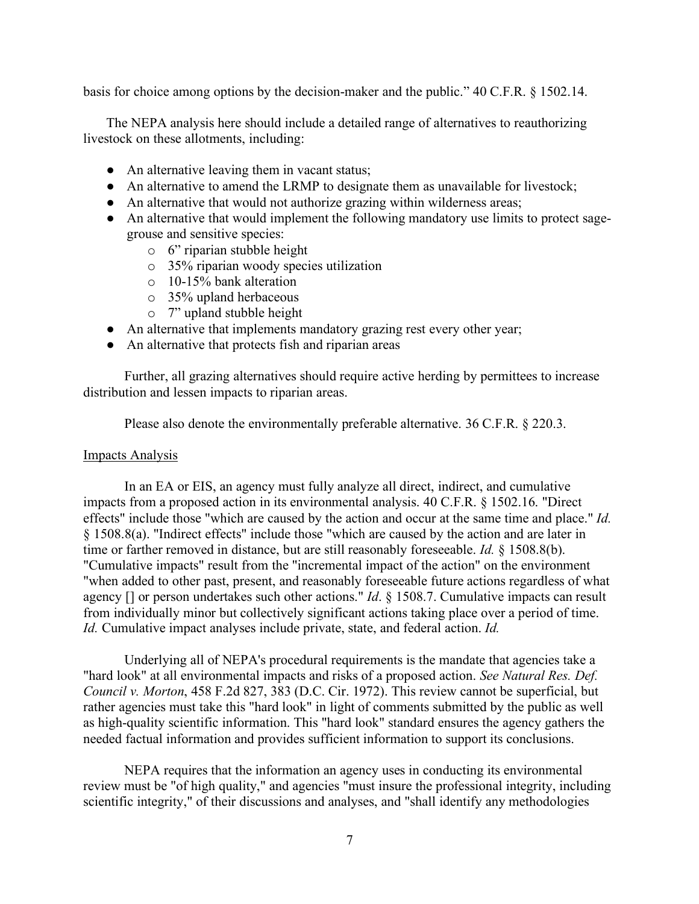basis for choice among options by the decision-maker and the public." 40 C.F.R. § 1502.14.

The NEPA analysis here should include a detailed range of alternatives to reauthorizing livestock on these allotments, including:

- An alternative leaving them in vacant status;
- An alternative to amend the LRMP to designate them as unavailable for livestock;
- An alternative that would not authorize grazing within wilderness areas;
- An alternative that would implement the following mandatory use limits to protect sage-grouse and sensitive species:
  - 6" riparian stubble height
  - 35% riparian woody species utilization
  - 10-15% bank alteration
  - 35% upland herbaceous
  - 7" upland stubble height
- An alternative that implements mandatory grazing rest every other year;
- An alternative that protects fish and riparian areas

Further, all grazing alternatives should require active herding by permittees to increase distribution and lessen impacts to riparian areas.

Please also denote the environmentally preferable alternative. 36 C.F.R. § 220.3.

Impacts Analysis

In an EA or EIS, an agency must fully analyze all direct, indirect, and cumulative impacts from a proposed action in its environmental analysis. 40 C.F.R. § 1502.16. "Direct effects" include those "which are caused by the action and occur at the same time and place." *Id.* § 1508.8(a). "Indirect effects" include those "which are caused by the action and are later in time or farther removed in distance, but are still reasonably foreseeable. *Id.* § 1508.8(b). "Cumulative impacts" result from the "incremental impact of the action" on the environment "when added to other past, present, and reasonably foreseeable future actions regardless of what agency [] or person undertakes such other actions." *Id*. § 1508.7. Cumulative impacts can result from individually minor but collectively significant actions taking place over a period of time. *Id.* Cumulative impact analyses include private, state, and federal action. *Id.*

Underlying all of NEPA's procedural requirements is the mandate that agencies take a "hard look" at all environmental impacts and risks of a proposed action. *See Natural Res. Def. Council v. Morton*, 458 F.2d 827, 383 (D.C. Cir. 1972). This review cannot be superficial, but rather agencies must take this "hard look" in light of comments submitted by the public as well as high-quality scientific information. This "hard look" standard ensures the agency gathers the needed factual information and provides sufficient information to support its conclusions.

NEPA requires that the information an agency uses in conducting its environmental review must be "of high quality," and agencies "must insure the professional integrity, including scientific integrity," of their discussions and analyses, and "shall identify any methodologies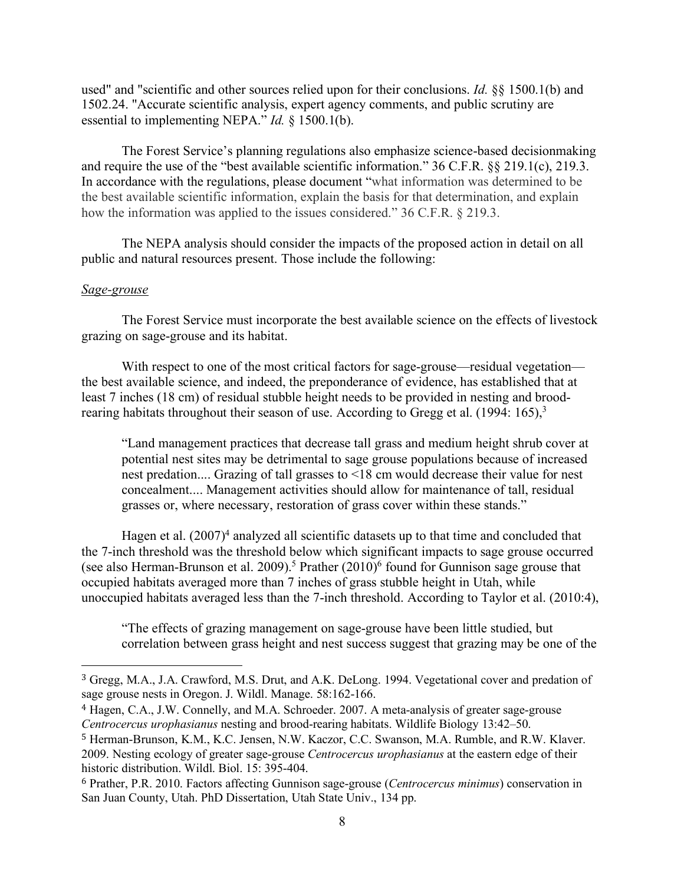used" and "scientific and other sources relied upon for their conclusions. *Id.* §§ 1500.1(b) and 1502.24. "Accurate scientific analysis, expert agency comments, and public scrutiny are essential to implementing NEPA." *Id.* § 1500.1(b).

The Forest Service's planning regulations also emphasize science-based decisionmaking and require the use of the "best available scientific information." 36 C.F.R. §§ 219.1(c), 219.3. In accordance with the regulations, please document "what information was determined to be the best available scientific information, explain the basis for that determination, and explain how the information was applied to the issues considered." 36 C.F.R. § 219.3.

The NEPA analysis should consider the impacts of the proposed action in detail on all public and natural resources present. Those include the following:

*Sage-grouse*

The Forest Service must incorporate the best available science on the effects of livestock grazing on sage-grouse and its habitat.

With respect to one of the most critical factors for sage-grouse—residual vegetation—the best available science, and indeed, the preponderance of evidence, has established that at least 7 inches (18 cm) of residual stubble height needs to be provided in nesting and brood-rearing habitats throughout their season of use. According to Gregg et al. (1994: 165),[3]

> "Land management practices that decrease tall grass and medium height shrub cover at potential nest sites may be detrimental to sage grouse populations because of increased nest predation.... Grazing of tall grasses to <18 cm would decrease their value for nest concealment.... Management activities should allow for maintenance of tall, residual grasses or, where necessary, restoration of grass cover within these stands."

Hagen et al. (2007)[4] analyzed all scientific datasets up to that time and concluded that the 7-inch threshold was the threshold below which significant impacts to sage grouse occurred (see also Herman-Brunson et al. 2009).[5] Prather (2010)[6] found for Gunnison sage grouse that occupied habitats averaged more than 7 inches of grass stubble height in Utah, while unoccupied habitats averaged less than the 7-inch threshold. According to Taylor et al. (2010:4),

> "The effects of grazing management on sage-grouse have been little studied, but correlation between grass height and nest success suggest that grazing may be one of the

---

[3] Gregg, M.A., J.A. Crawford, M.S. Drut, and A.K. DeLong. 1994. Vegetational cover and predation of sage grouse nests in Oregon. J. Wildl. Manage. 58:162-166.

[4] Hagen, C.A., J.W. Connelly, and M.A. Schroeder. 2007. A meta-analysis of greater sage-grouse *Centrocercus urophasianus* nesting and brood-rearing habitats. Wildlife Biology 13:42–50.

[5] Herman-Brunson, K.M., K.C. Jensen, N.W. Kaczor, C.C. Swanson, M.A. Rumble, and R.W. Klaver. 2009. Nesting ecology of greater sage-grouse *Centrocercus urophasianus* at the eastern edge of their historic distribution. Wildl. Biol. 15: 395-404.

[6] Prather, P.R. 2010. Factors affecting Gunnison sage-grouse (*Centrocercus minimus*) conservation in San Juan County, Utah. PhD Dissertation, Utah State Univ., 134 pp.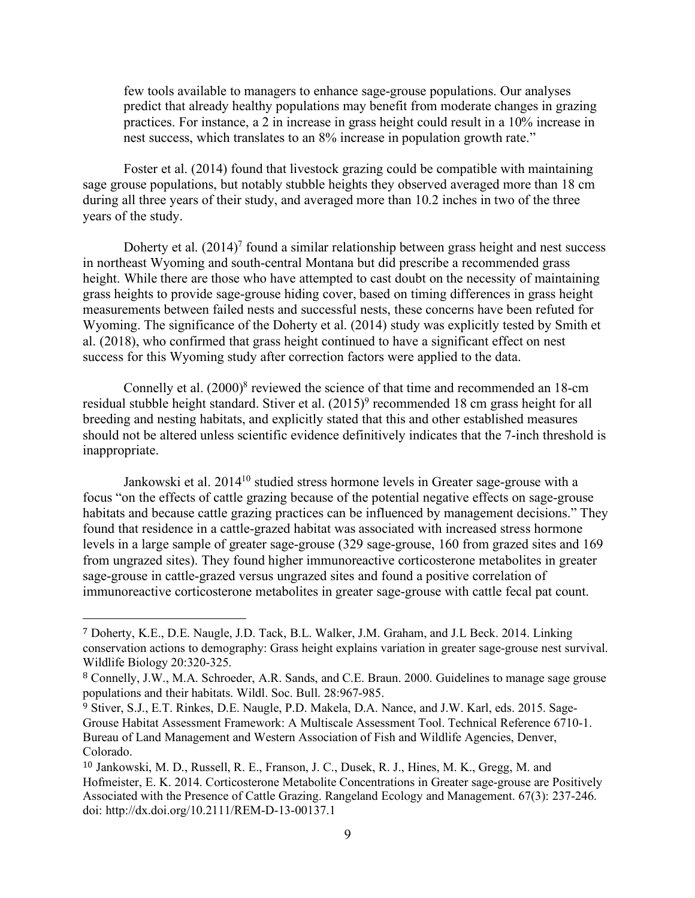few tools available to managers to enhance sage-grouse populations. Our analyses predict that already healthy populations may benefit from moderate changes in grazing practices. For instance, a 2 in increase in grass height could result in a 10% increase in nest success, which translates to an 8% increase in population growth rate."

Foster et al. (2014) found that livestock grazing could be compatible with maintaining sage grouse populations, but notably stubble heights they observed averaged more than 18 cm during all three years of their study, and averaged more than 10.2 inches in two of the three years of the study.

Doherty et al. (2014)[7] found a similar relationship between grass height and nest success in northeast Wyoming and south-central Montana but did prescribe a recommended grass height. While there are those who have attempted to cast doubt on the necessity of maintaining grass heights to provide sage-grouse hiding cover, based on timing differences in grass height measurements between failed nests and successful nests, these concerns have been refuted for Wyoming. The significance of the Doherty et al. (2014) study was explicitly tested by Smith et al. (2018), who confirmed that grass height continued to have a significant effect on nest success for this Wyoming study after correction factors were applied to the data.

Connelly et al. (2000)[8] reviewed the science of that time and recommended an 18-cm residual stubble height standard. Stiver et al. (2015)[9] recommended 18 cm grass height for all breeding and nesting habitats, and explicitly stated that this and other established measures should not be altered unless scientific evidence definitively indicates that the 7-inch threshold is inappropriate.

Jankowski et al. 2014[10] studied stress hormone levels in Greater sage-grouse with a focus "on the effects of cattle grazing because of the potential negative effects on sage-grouse habitats and because cattle grazing practices can be influenced by management decisions." They found that residence in a cattle-grazed habitat was associated with increased stress hormone levels in a large sample of greater sage-grouse (329 sage-grouse, 160 from grazed sites and 169 from ungrazed sites). They found higher immunoreactive corticosterone metabolites in greater sage-grouse in cattle-grazed versus ungrazed sites and found a positive correlation of immunoreactive corticosterone metabolites in greater sage-grouse with cattle fecal pat count.

---

[7] Doherty, K.E., D.E. Naugle, J.D. Tack, B.L. Walker, J.M. Graham, and J.L Beck. 2014. Linking conservation actions to demography: Grass height explains variation in greater sage-grouse nest survival. Wildlife Biology 20:320-325.

[8] Connelly, J.W., M.A. Schroeder, A.R. Sands, and C.E. Braun. 2000. Guidelines to manage sage grouse populations and their habitats. Wildl. Soc. Bull. 28:967-985.

[9] Stiver, S.J., E.T. Rinkes, D.E. Naugle, P.D. Makela, D.A. Nance, and J.W. Karl, eds. 2015. Sage-Grouse Habitat Assessment Framework: A Multiscale Assessment Tool. Technical Reference 6710-1. Bureau of Land Management and Western Association of Fish and Wildlife Agencies, Denver, Colorado.

[10] Jankowski, M. D., Russell, R. E., Franson, J. C., Dusek, R. J., Hines, M. K., Gregg, M. and Hofmeister, E. K. 2014. Corticosterone Metabolite Concentrations in Greater sage-grouse are Positively Associated with the Presence of Cattle Grazing. Rangeland Ecology and Management. 67(3): 237-246. doi: http://dx.doi.org/10.2111/REM-D-13-00137.1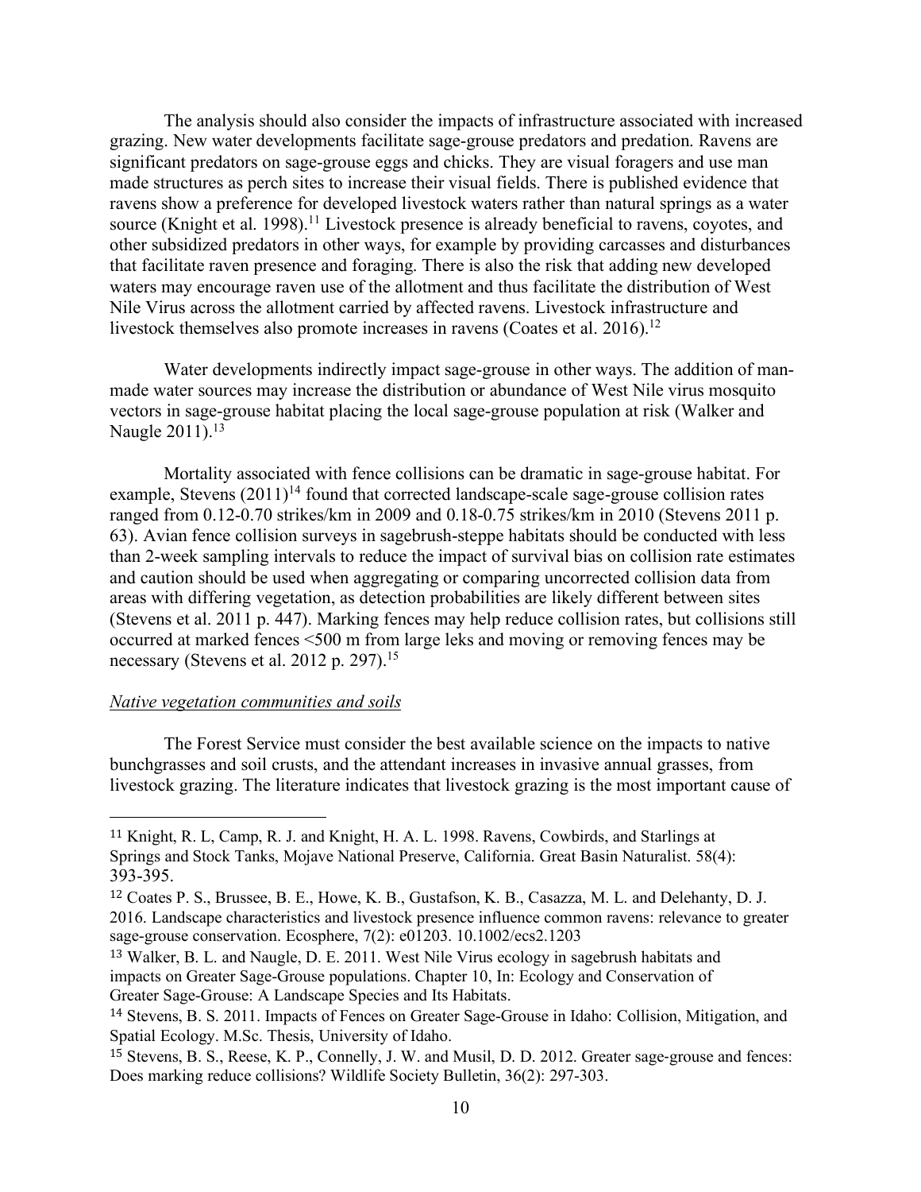The analysis should also consider the impacts of infrastructure associated with increased grazing. New water developments facilitate sage-grouse predators and predation. Ravens are significant predators on sage-grouse eggs and chicks. They are visual foragers and use man made structures as perch sites to increase their visual fields. There is published evidence that ravens show a preference for developed livestock waters rather than natural springs as a water source (Knight et al. 1998).[11] Livestock presence is already beneficial to ravens, coyotes, and other subsidized predators in other ways, for example by providing carcasses and disturbances that facilitate raven presence and foraging. There is also the risk that adding new developed waters may encourage raven use of the allotment and thus facilitate the distribution of West Nile Virus across the allotment carried by affected ravens. Livestock infrastructure and livestock themselves also promote increases in ravens (Coates et al. 2016).[12]

Water developments indirectly impact sage-grouse in other ways. The addition of man-made water sources may increase the distribution or abundance of West Nile virus mosquito vectors in sage-grouse habitat placing the local sage-grouse population at risk (Walker and Naugle 2011).[13]

Mortality associated with fence collisions can be dramatic in sage-grouse habitat. For example, Stevens (2011)[14] found that corrected landscape-scale sage-grouse collision rates ranged from 0.12-0.70 strikes/km in 2009 and 0.18-0.75 strikes/km in 2010 (Stevens 2011 p. 63). Avian fence collision surveys in sagebrush-steppe habitats should be conducted with less than 2-week sampling intervals to reduce the impact of survival bias on collision rate estimates and caution should be used when aggregating or comparing uncorrected collision data from areas with differing vegetation, as detection probabilities are likely different between sites (Stevens et al. 2011 p. 447). Marking fences may help reduce collision rates, but collisions still occurred at marked fences <500 m from large leks and moving or removing fences may be necessary (Stevens et al. 2012 p. 297).[15]

*Native vegetation communities and soils*

The Forest Service must consider the best available science on the impacts to native bunchgrasses and soil crusts, and the attendant increases in invasive annual grasses, from livestock grazing. The literature indicates that livestock grazing is the most important cause of

---

[11] Knight, R. L, Camp, R. J. and Knight, H. A. L. 1998. Ravens, Cowbirds, and Starlings at Springs and Stock Tanks, Mojave National Preserve, California. Great Basin Naturalist. 58(4): 393-395.

[12] Coates P. S., Brussee, B. E., Howe, K. B., Gustafson, K. B., Casazza, M. L. and Delehanty, D. J. 2016. Landscape characteristics and livestock presence influence common ravens: relevance to greater sage-grouse conservation. Ecosphere, 7(2): e01203. 10.1002/ecs2.1203

[13] Walker, B. L. and Naugle, D. E. 2011. West Nile Virus ecology in sagebrush habitats and impacts on Greater Sage-Grouse populations. Chapter 10, In: Ecology and Conservation of Greater Sage-Grouse: A Landscape Species and Its Habitats.

[14] Stevens, B. S. 2011. Impacts of Fences on Greater Sage-Grouse in Idaho: Collision, Mitigation, and Spatial Ecology. M.Sc. Thesis, University of Idaho.

[15] Stevens, B. S., Reese, K. P., Connelly, J. W. and Musil, D. D. 2012. Greater sage-grouse and fences: Does marking reduce collisions? Wildlife Society Bulletin, 36(2): 297-303.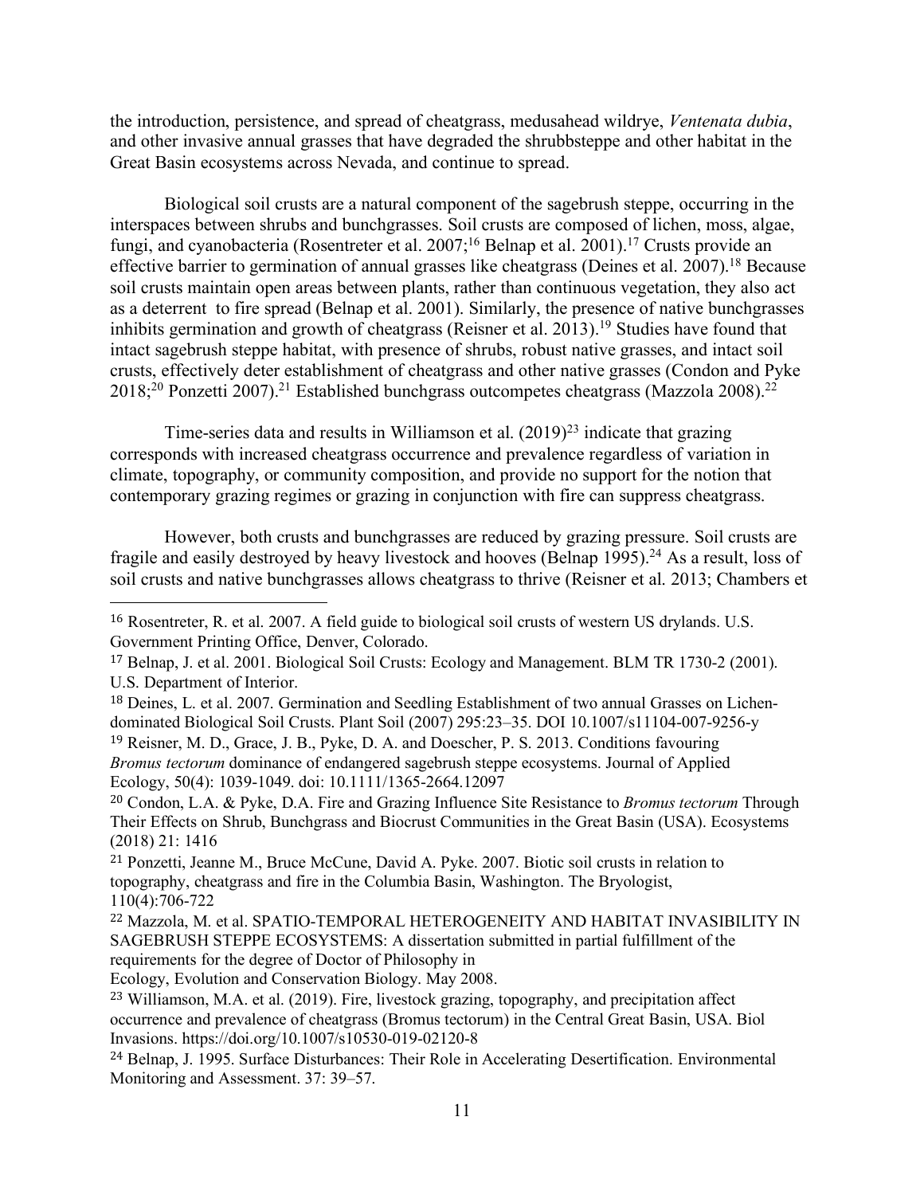the introduction, persistence, and spread of cheatgrass, medusahead wildrye, *Ventenata dubia*, and other invasive annual grasses that have degraded the shrubbsteppe and other habitat in the Great Basin ecosystems across Nevada, and continue to spread.

Biological soil crusts are a natural component of the sagebrush steppe, occurring in the interspaces between shrubs and bunchgrasses. Soil crusts are composed of lichen, moss, algae, fungi, and cyanobacteria (Rosentreter et al. 2007;[16] Belnap et al. 2001).[17] Crusts provide an effective barrier to germination of annual grasses like cheatgrass (Deines et al. 2007).[18] Because soil crusts maintain open areas between plants, rather than continuous vegetation, they also act as a deterrent to fire spread (Belnap et al. 2001). Similarly, the presence of native bunchgrasses inhibits germination and growth of cheatgrass (Reisner et al. 2013).[19] Studies have found that intact sagebrush steppe habitat, with presence of shrubs, robust native grasses, and intact soil crusts, effectively deter establishment of cheatgrass and other native grasses (Condon and Pyke 2018;[20] Ponzetti 2007).[21] Established bunchgrass outcompetes cheatgrass (Mazzola 2008).[22]

Time-series data and results in Williamson et al. (2019)[23] indicate that grazing corresponds with increased cheatgrass occurrence and prevalence regardless of variation in climate, topography, or community composition, and provide no support for the notion that contemporary grazing regimes or grazing in conjunction with fire can suppress cheatgrass.

However, both crusts and bunchgrasses are reduced by grazing pressure. Soil crusts are fragile and easily destroyed by heavy livestock and hooves (Belnap 1995).[24] As a result, loss of soil crusts and native bunchgrasses allows cheatgrass to thrive (Reisner et al. 2013; Chambers et

---

[16] Rosentreter, R. et al. 2007. A field guide to biological soil crusts of western US drylands. U.S. Government Printing Office, Denver, Colorado.

[17] Belnap, J. et al. 2001. Biological Soil Crusts: Ecology and Management. BLM TR 1730-2 (2001). U.S. Department of Interior.

[18] Deines, L. et al. 2007. Germination and Seedling Establishment of two annual Grasses on Lichen-dominated Biological Soil Crusts. Plant Soil (2007) 295:23–35. DOI 10.1007/s11104-007-9256-y

[19] Reisner, M. D., Grace, J. B., Pyke, D. A. and Doescher, P. S. 2013. Conditions favouring *Bromus tectorum* dominance of endangered sagebrush steppe ecosystems. Journal of Applied Ecology, 50(4): 1039-1049. doi: 10.1111/1365-2664.12097

[20] Condon, L.A. & Pyke, D.A. Fire and Grazing Influence Site Resistance to *Bromus tectorum* Through Their Effects on Shrub, Bunchgrass and Biocrust Communities in the Great Basin (USA). Ecosystems (2018) 21: 1416

[21] Ponzetti, Jeanne M., Bruce McCune, David A. Pyke. 2007. Biotic soil crusts in relation to topography, cheatgrass and fire in the Columbia Basin, Washington. The Bryologist, 110(4):706-722

[22] Mazzola, M. et al. SPATIO-TEMPORAL HETEROGENEITY AND HABITAT INVASIBILITY IN SAGEBRUSH STEPPE ECOSYSTEMS: A dissertation submitted in partial fulfillment of the requirements for the degree of Doctor of Philosophy in Ecology, Evolution and Conservation Biology. May 2008.

[23] Williamson, M.A. et al. (2019). Fire, livestock grazing, topography, and precipitation affect occurrence and prevalence of cheatgrass (Bromus tectorum) in the Central Great Basin, USA. Biol Invasions. https://doi.org/10.1007/s10530-019-02120-8

[24] Belnap, J. 1995. Surface Disturbances: Their Role in Accelerating Desertification. Environmental Monitoring and Assessment. 37: 39–57.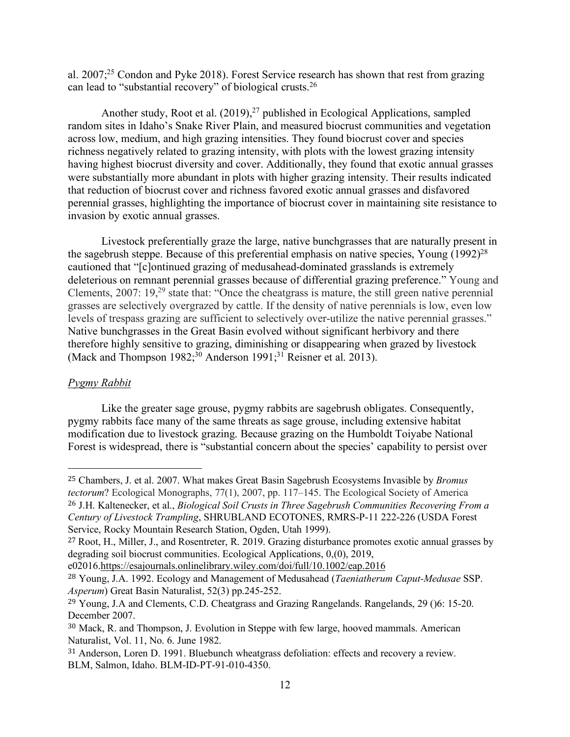al. 2007;[25] Condon and Pyke 2018). Forest Service research has shown that rest from grazing can lead to "substantial recovery" of biological crusts.[26]

Another study, Root et al. (2019),[27] published in Ecological Applications, sampled random sites in Idaho's Snake River Plain, and measured biocrust communities and vegetation across low, medium, and high grazing intensities. They found biocrust cover and species richness negatively related to grazing intensity, with plots with the lowest grazing intensity having highest biocrust diversity and cover. Additionally, they found that exotic annual grasses were substantially more abundant in plots with higher grazing intensity. Their results indicated that reduction of biocrust cover and richness favored exotic annual grasses and disfavored perennial grasses, highlighting the importance of biocrust cover in maintaining site resistance to invasion by exotic annual grasses.

Livestock preferentially graze the large, native bunchgrasses that are naturally present in the sagebrush steppe. Because of this preferential emphasis on native species, Young (1992)[28] cautioned that "[c]ontinued grazing of medusahead-dominated grasslands is extremely deleterious on remnant perennial grasses because of differential grazing preference." Young and Clements, 2007: 19,[29] state that: "Once the cheatgrass is mature, the still green native perennial grasses are selectively overgrazed by cattle. If the density of native perennials is low, even low levels of trespass grazing are sufficient to selectively over-utilize the native perennial grasses." Native bunchgrasses in the Great Basin evolved without significant herbivory and there therefore highly sensitive to grazing, diminishing or disappearing when grazed by livestock (Mack and Thompson 1982;[30] Anderson 1991;[31] Reisner et al. 2013).

*Pygmy Rabbit*

Like the greater sage grouse, pygmy rabbits are sagebrush obligates. Consequently, pygmy rabbits face many of the same threats as sage grouse, including extensive habitat modification due to livestock grazing. Because grazing on the Humboldt Toiyabe National Forest is widespread, there is "substantial concern about the species' capability to persist over

---

[25] Chambers, J. et al. 2007. What makes Great Basin Sagebrush Ecosystems Invasible by *Bromus tectorum*? Ecological Monographs, 77(1), 2007, pp. 117–145. The Ecological Society of America

[26] J.H. Kaltenecker, et al., *Biological Soil Crusts in Three Sagebrush Communities Recovering From a Century of Livestock Trampling*, SHRUBLAND ECOTONES, RMRS-P-11 222-226 (USDA Forest Service, Rocky Mountain Research Station, Ogden, Utah 1999).

[27] Root, H., Miller, J., and Rosentreter, R. 2019. Grazing disturbance promotes exotic annual grasses by degrading soil biocrust communities. Ecological Applications, 0,(0), 2019, e02016.https://esajournals.onlinelibrary.wiley.com/doi/full/10.1002/eap.2016

[28] Young, J.A. 1992. Ecology and Management of Medusahead (*Taeniatherum Caput-Medusae* SSP. *Asperum*) Great Basin Naturalist, 52(3) pp.245-252.

[29] Young, J.A and Clements, C.D. Cheatgrass and Grazing Rangelands. Rangelands, 29 ()6: 15-20. December 2007.

[30] Mack, R. and Thompson, J. Evolution in Steppe with few large, hooved mammals. American Naturalist, Vol. 11, No. 6. June 1982.

[31] Anderson, Loren D. 1991. Bluebunch wheatgrass defoliation: effects and recovery a review. BLM, Salmon, Idaho. BLM-ID-PT-91-010-4350.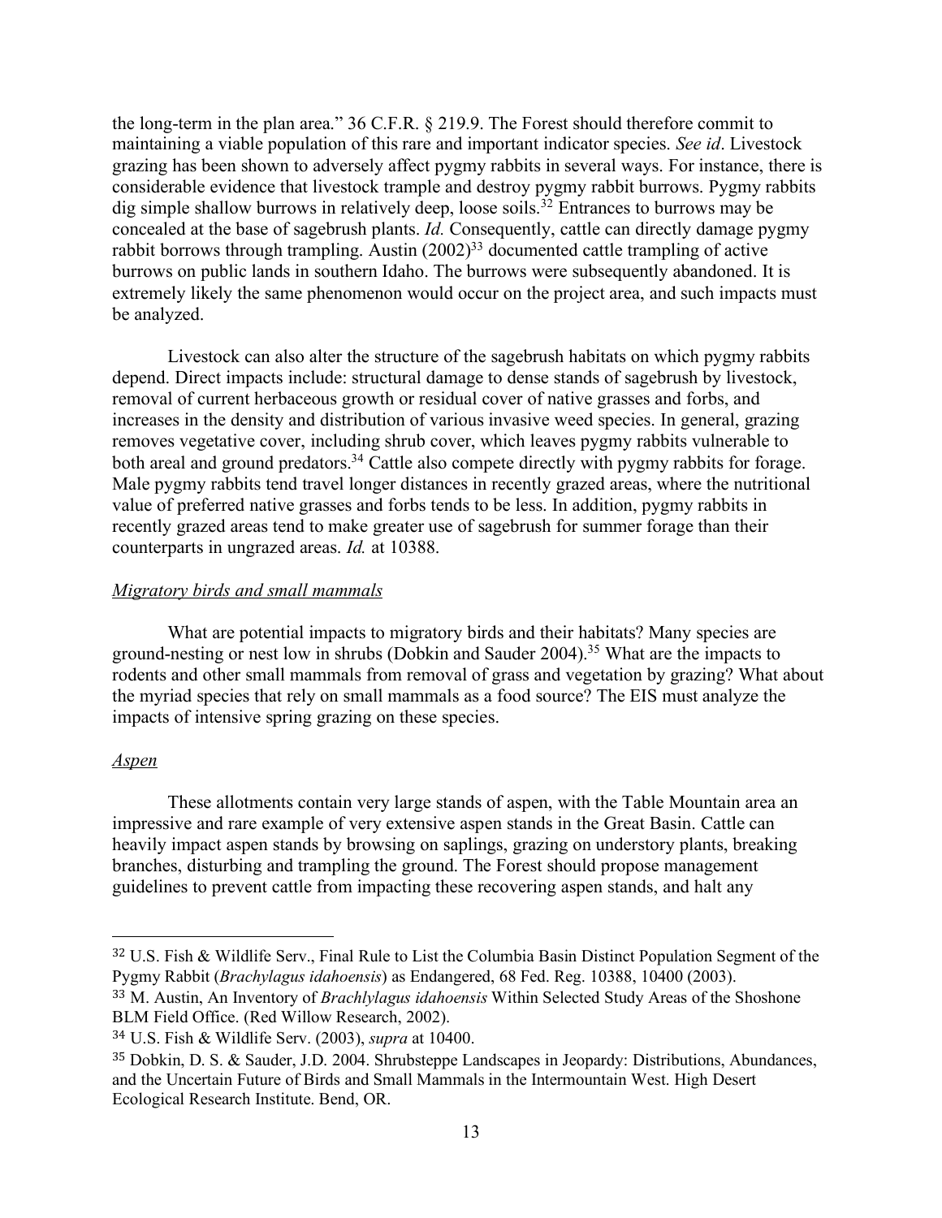the long-term in the plan area." 36 C.F.R. § 219.9. The Forest should therefore commit to maintaining a viable population of this rare and important indicator species. *See id*. Livestock grazing has been shown to adversely affect pygmy rabbits in several ways. For instance, there is considerable evidence that livestock trample and destroy pygmy rabbit burrows. Pygmy rabbits dig simple shallow burrows in relatively deep, loose soils.[32] Entrances to burrows may be concealed at the base of sagebrush plants. *Id.* Consequently, cattle can directly damage pygmy rabbit borrows through trampling. Austin (2002)[33] documented cattle trampling of active burrows on public lands in southern Idaho. The burrows were subsequently abandoned. It is extremely likely the same phenomenon would occur on the project area, and such impacts must be analyzed.

Livestock can also alter the structure of the sagebrush habitats on which pygmy rabbits depend. Direct impacts include: structural damage to dense stands of sagebrush by livestock, removal of current herbaceous growth or residual cover of native grasses and forbs, and increases in the density and distribution of various invasive weed species. In general, grazing removes vegetative cover, including shrub cover, which leaves pygmy rabbits vulnerable to both areal and ground predators.[34] Cattle also compete directly with pygmy rabbits for forage. Male pygmy rabbits tend travel longer distances in recently grazed areas, where the nutritional value of preferred native grasses and forbs tends to be less. In addition, pygmy rabbits in recently grazed areas tend to make greater use of sagebrush for summer forage than their counterparts in ungrazed areas. *Id.* at 10388.

*Migratory birds and small mammals*

What are potential impacts to migratory birds and their habitats? Many species are ground-nesting or nest low in shrubs (Dobkin and Sauder 2004).[35] What are the impacts to rodents and other small mammals from removal of grass and vegetation by grazing? What about the myriad species that rely on small mammals as a food source? The EIS must analyze the impacts of intensive spring grazing on these species.

*Aspen*

These allotments contain very large stands of aspen, with the Table Mountain area an impressive and rare example of very extensive aspen stands in the Great Basin. Cattle can heavily impact aspen stands by browsing on saplings, grazing on understory plants, breaking branches, disturbing and trampling the ground. The Forest should propose management guidelines to prevent cattle from impacting these recovering aspen stands, and halt any

---

[32] U.S. Fish & Wildlife Serv., Final Rule to List the Columbia Basin Distinct Population Segment of the Pygmy Rabbit (*Brachylagus idahoensis*) as Endangered, 68 Fed. Reg. 10388, 10400 (2003).

[33] M. Austin, An Inventory of *Brachlylagus idahoensis* Within Selected Study Areas of the Shoshone BLM Field Office. (Red Willow Research, 2002).

[34] U.S. Fish & Wildlife Serv. (2003), *supra* at 10400.

[35] Dobkin, D. S. & Sauder, J.D. 2004. Shrubsteppe Landscapes in Jeopardy: Distributions, Abundances, and the Uncertain Future of Birds and Small Mammals in the Intermountain West. High Desert Ecological Research Institute. Bend, OR.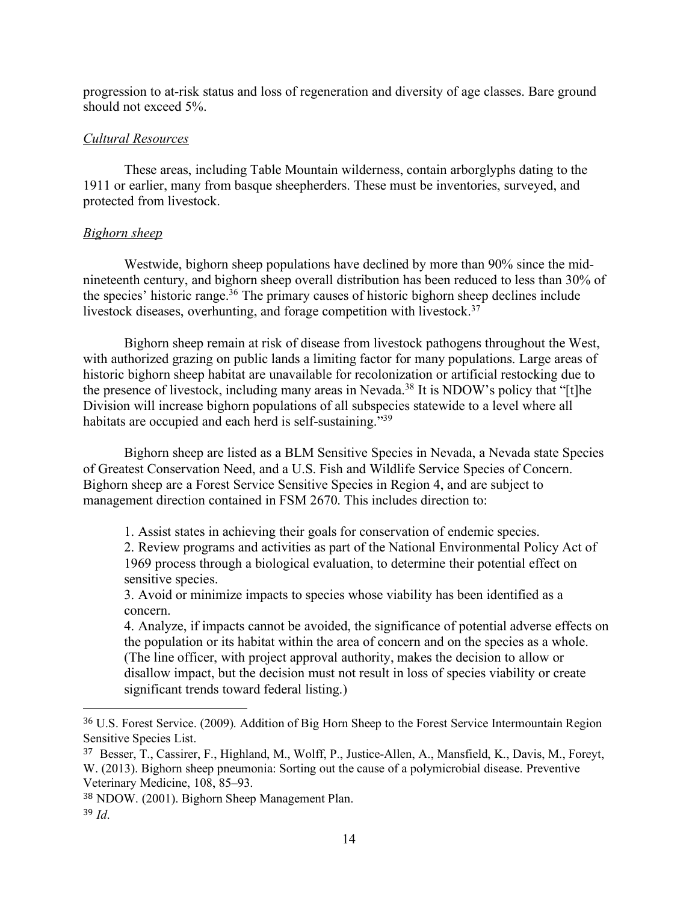progression to at-risk status and loss of regeneration and diversity of age classes. Bare ground should not exceed 5%.

*Cultural Resources*

These areas, including Table Mountain wilderness, contain arborglyphs dating to the 1911 or earlier, many from basque sheepherders. These must be inventories, surveyed, and protected from livestock.

*Bighorn sheep*

Westwide, bighorn sheep populations have declined by more than 90% since the mid-nineteenth century, and bighorn sheep overall distribution has been reduced to less than 30% of the species' historic range.[36] The primary causes of historic bighorn sheep declines include livestock diseases, overhunting, and forage competition with livestock.[37]

Bighorn sheep remain at risk of disease from livestock pathogens throughout the West, with authorized grazing on public lands a limiting factor for many populations. Large areas of historic bighorn sheep habitat are unavailable for recolonization or artificial restocking due to the presence of livestock, including many areas in Nevada.[38] It is NDOW's policy that "[t]he Division will increase bighorn populations of all subspecies statewide to a level where all habitats are occupied and each herd is self-sustaining."[39]

Bighorn sheep are listed as a BLM Sensitive Species in Nevada, a Nevada state Species of Greatest Conservation Need, and a U.S. Fish and Wildlife Service Species of Concern. Bighorn sheep are a Forest Service Sensitive Species in Region 4, and are subject to management direction contained in FSM 2670. This includes direction to:

> 1. Assist states in achieving their goals for conservation of endemic species.
> 2. Review programs and activities as part of the National Environmental Policy Act of 1969 process through a biological evaluation, to determine their potential effect on sensitive species.
> 3. Avoid or minimize impacts to species whose viability has been identified as a concern.
> 4. Analyze, if impacts cannot be avoided, the significance of potential adverse effects on the population or its habitat within the area of concern and on the species as a whole. (The line officer, with project approval authority, makes the decision to allow or disallow impact, but the decision must not result in loss of species viability or create significant trends toward federal listing.)

---

[36] U.S. Forest Service. (2009). Addition of Big Horn Sheep to the Forest Service Intermountain Region Sensitive Species List.

[37] Besser, T., Cassirer, F., Highland, M., Wolff, P., Justice-Allen, A., Mansfield, K., Davis, M., Foreyt, W. (2013). Bighorn sheep pneumonia: Sorting out the cause of a polymicrobial disease. Preventive Veterinary Medicine, 108, 85–93.

[38] NDOW. (2001). Bighorn Sheep Management Plan.

[39] *Id*.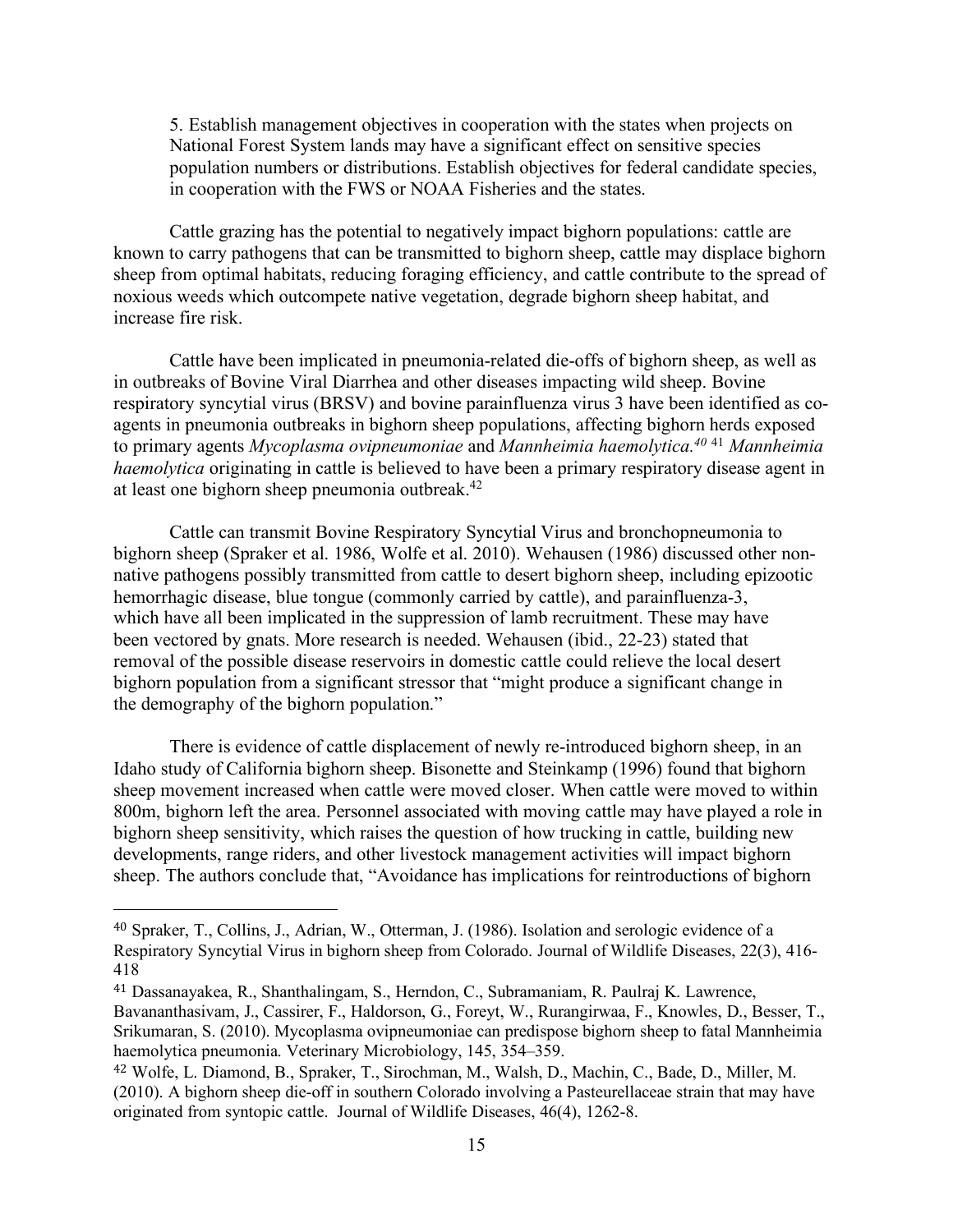5. Establish management objectives in cooperation with the states when projects on National Forest System lands may have a significant effect on sensitive species population numbers or distributions. Establish objectives for federal candidate species, in cooperation with the FWS or NOAA Fisheries and the states.

Cattle grazing has the potential to negatively impact bighorn populations: cattle are known to carry pathogens that can be transmitted to bighorn sheep, cattle may displace bighorn sheep from optimal habitats, reducing foraging efficiency, and cattle contribute to the spread of noxious weeds which outcompete native vegetation, degrade bighorn sheep habitat, and increase fire risk.

Cattle have been implicated in pneumonia-related die-offs of bighorn sheep, as well as in outbreaks of Bovine Viral Diarrhea and other diseases impacting wild sheep. Bovine respiratory syncytial virus (BRSV) and bovine parainfluenza virus 3 have been identified as co-agents in pneumonia outbreaks in bighorn sheep populations, affecting bighorn herds exposed to primary agents *Mycoplasma ovipneumoniae* and *Mannheimia haemolytica.*[40] [41] *Mannheimia haemolytica* originating in cattle is believed to have been a primary respiratory disease agent in at least one bighorn sheep pneumonia outbreak.[42]

Cattle can transmit Bovine Respiratory Syncytial Virus and bronchopneumonia to bighorn sheep (Spraker et al. 1986, Wolfe et al. 2010). Wehausen (1986) discussed other non-native pathogens possibly transmitted from cattle to desert bighorn sheep, including epizootic hemorrhagic disease, blue tongue (commonly carried by cattle), and parainfluenza-3, which have all been implicated in the suppression of lamb recruitment. These may have been vectored by gnats. More research is needed. Wehausen (ibid., 22-23) stated that removal of the possible disease reservoirs in domestic cattle could relieve the local desert bighorn population from a significant stressor that "might produce a significant change in the demography of the bighorn population."

There is evidence of cattle displacement of newly re-introduced bighorn sheep, in an Idaho study of California bighorn sheep. Bisonette and Steinkamp (1996) found that bighorn sheep movement increased when cattle were moved closer. When cattle were moved to within 800m, bighorn left the area. Personnel associated with moving cattle may have played a role in bighorn sheep sensitivity, which raises the question of how trucking in cattle, building new developments, range riders, and other livestock management activities will impact bighorn sheep. The authors conclude that, "Avoidance has implications for reintroductions of bighorn

---

[40] Spraker, T., Collins, J., Adrian, W., Otterman, J. (1986). Isolation and serologic evidence of a Respiratory Syncytial Virus in bighorn sheep from Colorado. Journal of Wildlife Diseases, 22(3), 416-418

[41] Dassanayakea, R., Shanthalingam, S., Herndon, C., Subramaniam, R. Paulraj K. Lawrence, Bavananthasivam, J., Cassirer, F., Haldorson, G., Foreyt, W., Rurangirwaa, F., Knowles, D., Besser, T., Srikumaran, S. (2010). Mycoplasma ovipneumoniae can predispose bighorn sheep to fatal Mannheimia haemolytica pneumonia. Veterinary Microbiology, 145, 354–359.

[42] Wolfe, L. Diamond, B., Spraker, T., Sirochman, M., Walsh, D., Machin, C., Bade, D., Miller, M. (2010). A bighorn sheep die-off in southern Colorado involving a Pasteurellaceae strain that may have originated from syntopic cattle. Journal of Wildlife Diseases, 46(4), 1262-8.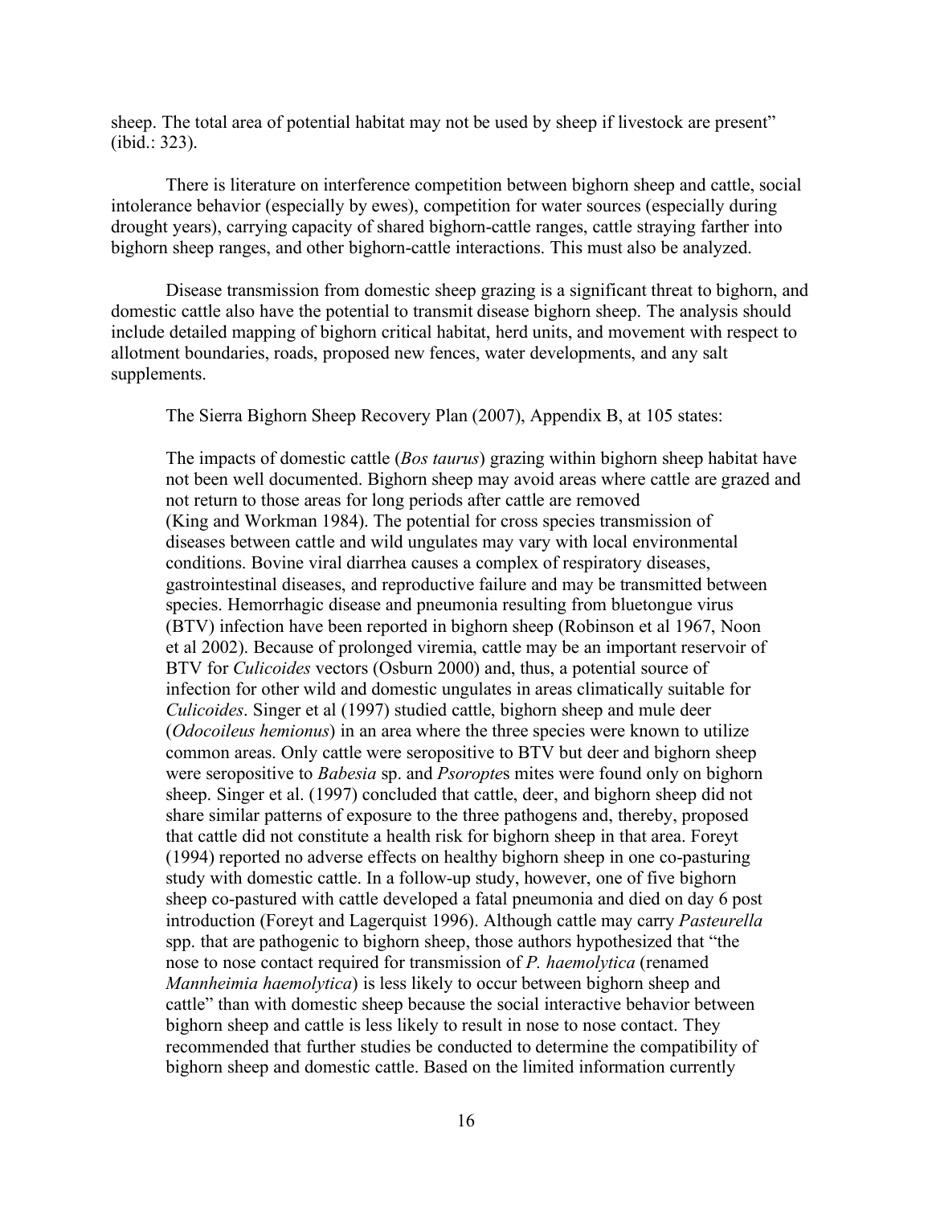sheep. The total area of potential habitat may not be used by sheep if livestock are present" (ibid.: 323).

There is literature on interference competition between bighorn sheep and cattle, social intolerance behavior (especially by ewes), competition for water sources (especially during drought years), carrying capacity of shared bighorn-cattle ranges, cattle straying farther into bighorn sheep ranges, and other bighorn-cattle interactions. This must also be analyzed.

Disease transmission from domestic sheep grazing is a significant threat to bighorn, and domestic cattle also have the potential to transmit disease bighorn sheep. The analysis should include detailed mapping of bighorn critical habitat, herd units, and movement with respect to allotment boundaries, roads, proposed new fences, water developments, and any salt supplements.

The Sierra Bighorn Sheep Recovery Plan (2007), Appendix B, at 105 states:

> The impacts of domestic cattle (*Bos taurus*) grazing within bighorn sheep habitat have not been well documented. Bighorn sheep may avoid areas where cattle are grazed and not return to those areas for long periods after cattle are removed (King and Workman 1984). The potential for cross species transmission of diseases between cattle and wild ungulates may vary with local environmental conditions. Bovine viral diarrhea causes a complex of respiratory diseases, gastrointestinal diseases, and reproductive failure and may be transmitted between species. Hemorrhagic disease and pneumonia resulting from bluetongue virus (BTV) infection have been reported in bighorn sheep (Robinson et al 1967, Noon et al 2002). Because of prolonged viremia, cattle may be an important reservoir of BTV for *Culicoides* vectors (Osburn 2000) and, thus, a potential source of infection for other wild and domestic ungulates in areas climatically suitable for *Culicoides*. Singer et al (1997) studied cattle, bighorn sheep and mule deer (*Odocoileus hemionus*) in an area where the three species were known to utilize common areas. Only cattle were seropositive to BTV but deer and bighorn sheep were seropositive to *Babesia* sp. and *Psoroptes* mites were found only on bighorn sheep. Singer et al. (1997) concluded that cattle, deer, and bighorn sheep did not share similar patterns of exposure to the three pathogens and, thereby, proposed that cattle did not constitute a health risk for bighorn sheep in that area. Foreyt (1994) reported no adverse effects on healthy bighorn sheep in one co-pasturing study with domestic cattle. In a follow-up study, however, one of five bighorn sheep co-pastured with cattle developed a fatal pneumonia and died on day 6 post introduction (Foreyt and Lagerquist 1996). Although cattle may carry *Pasteurella* spp. that are pathogenic to bighorn sheep, those authors hypothesized that "the nose to nose contact required for transmission of *P. haemolytica* (renamed *Mannheimia haemolytica*) is less likely to occur between bighorn sheep and cattle" than with domestic sheep because the social interactive behavior between bighorn sheep and cattle is less likely to result in nose to nose contact. They recommended that further studies be conducted to determine the compatibility of bighorn sheep and domestic cattle. Based on the limited information currently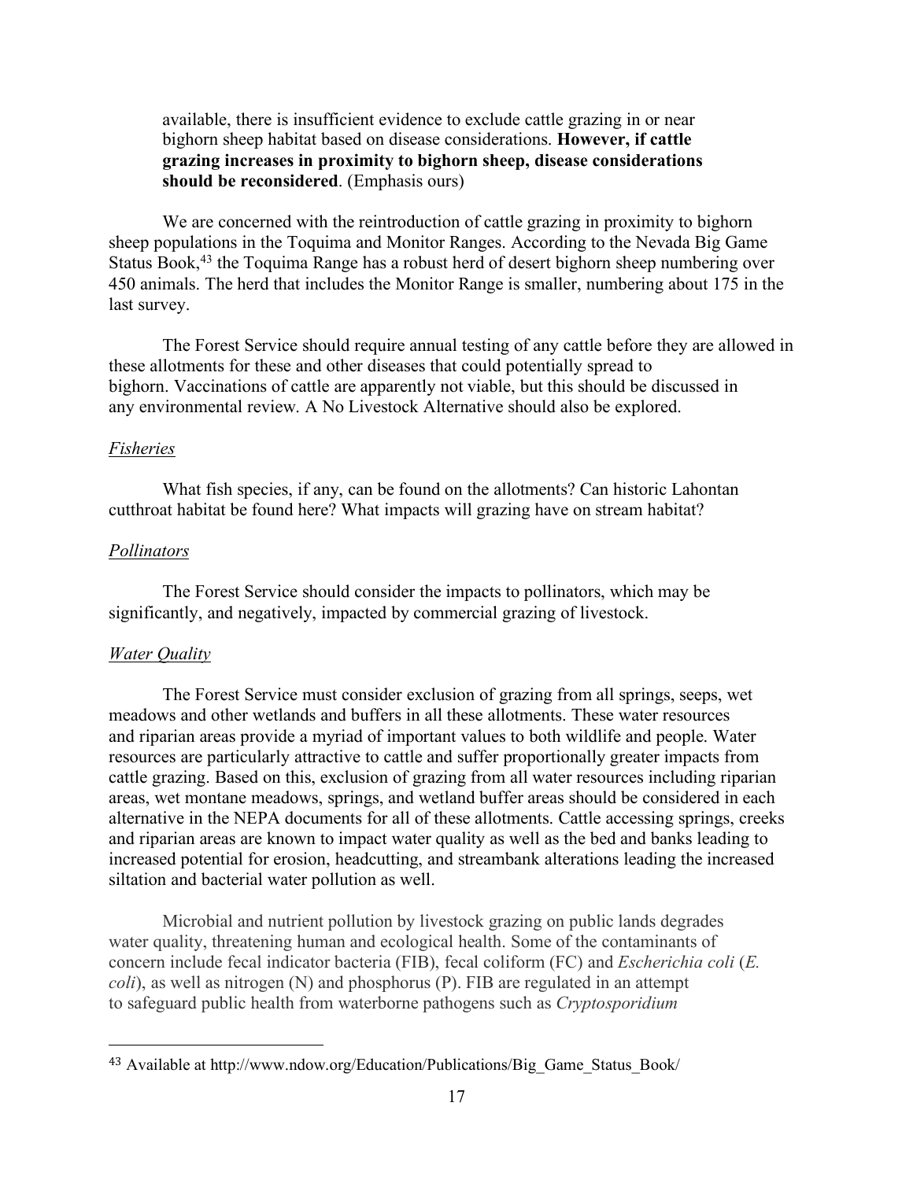> available, there is insufficient evidence to exclude cattle grazing in or near bighorn sheep habitat based on disease considerations. **However, if cattle grazing increases in proximity to bighorn sheep, disease considerations should be reconsidered**. (Emphasis ours)

We are concerned with the reintroduction of cattle grazing in proximity to bighorn sheep populations in the Toquima and Monitor Ranges. According to the Nevada Big Game Status Book,[43] the Toquima Range has a robust herd of desert bighorn sheep numbering over 450 animals. The herd that includes the Monitor Range is smaller, numbering about 175 in the last survey.

The Forest Service should require annual testing of any cattle before they are allowed in these allotments for these and other diseases that could potentially spread to bighorn. Vaccinations of cattle are apparently not viable, but this should be discussed in any environmental review. A No Livestock Alternative should also be explored.

*Fisheries*

What fish species, if any, can be found on the allotments? Can historic Lahontan cutthroat habitat be found here? What impacts will grazing have on stream habitat?

*Pollinators*

The Forest Service should consider the impacts to pollinators, which may be significantly, and negatively, impacted by commercial grazing of livestock.

*Water Quality*

The Forest Service must consider exclusion of grazing from all springs, seeps, wet meadows and other wetlands and buffers in all these allotments. These water resources and riparian areas provide a myriad of important values to both wildlife and people. Water resources are particularly attractive to cattle and suffer proportionally greater impacts from cattle grazing. Based on this, exclusion of grazing from all water resources including riparian areas, wet montane meadows, springs, and wetland buffer areas should be considered in each alternative in the NEPA documents for all of these allotments. Cattle accessing springs, creeks and riparian areas are known to impact water quality as well as the bed and banks leading to increased potential for erosion, headcutting, and streambank alterations leading the increased siltation and bacterial water pollution as well.

Microbial and nutrient pollution by livestock grazing on public lands degrades water quality, threatening human and ecological health. Some of the contaminants of concern include fecal indicator bacteria (FIB), fecal coliform (FC) and *Escherichia coli* (*E. coli*), as well as nitrogen (N) and phosphorus (P). FIB are regulated in an attempt to safeguard public health from waterborne pathogens such as *Cryptosporidium*

---

[43] Available at http://www.ndow.org/Education/Publications/Big_Game_Status_Book/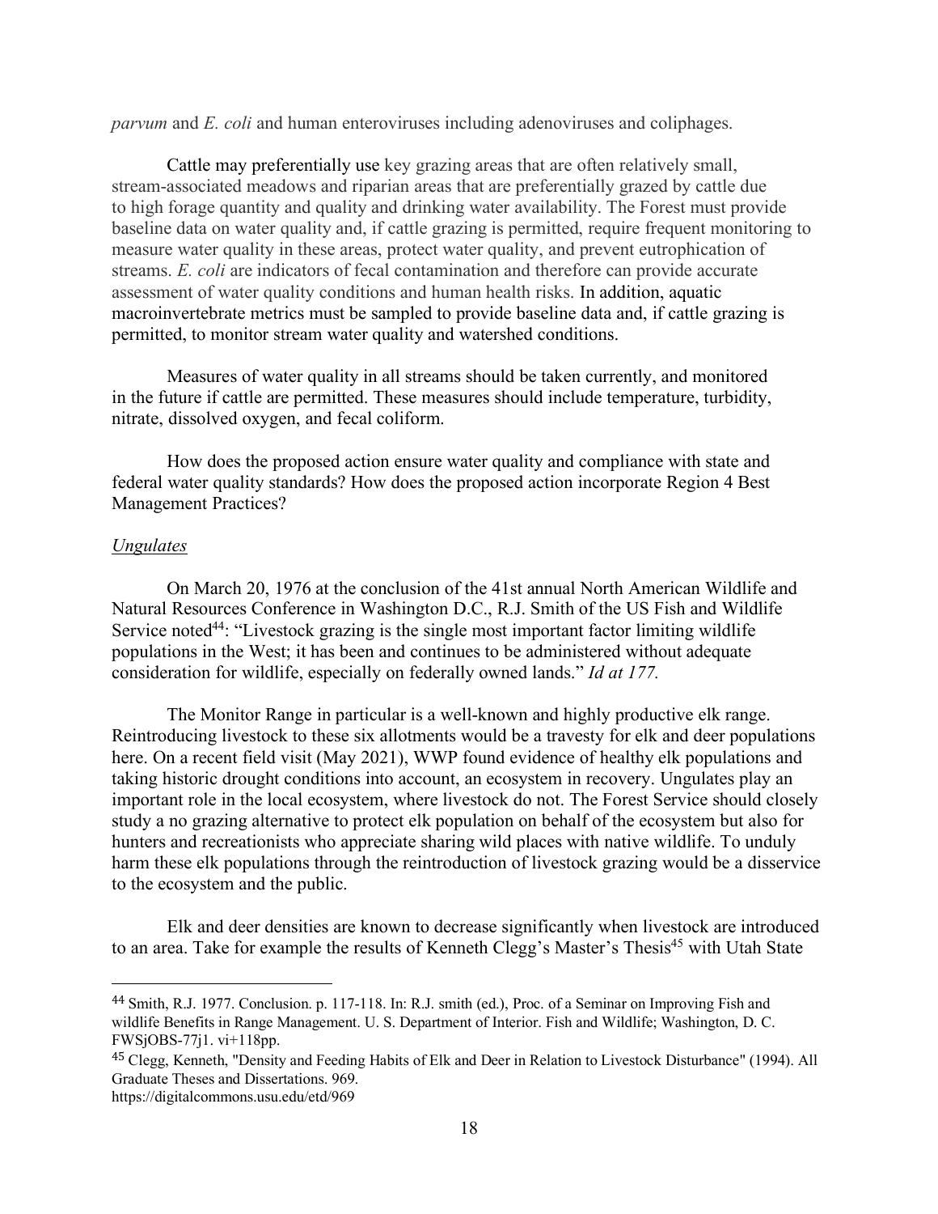*parvum* and *E. coli* and human enteroviruses including adenoviruses and coliphages.

Cattle may preferentially use key grazing areas that are often relatively small, stream-associated meadows and riparian areas that are preferentially grazed by cattle due to high forage quantity and quality and drinking water availability. The Forest must provide baseline data on water quality and, if cattle grazing is permitted, require frequent monitoring to measure water quality in these areas, protect water quality, and prevent eutrophication of streams. *E. coli* are indicators of fecal contamination and therefore can provide accurate assessment of water quality conditions and human health risks. In addition, aquatic macroinvertebrate metrics must be sampled to provide baseline data and, if cattle grazing is permitted, to monitor stream water quality and watershed conditions.

Measures of water quality in all streams should be taken currently, and monitored in the future if cattle are permitted. These measures should include temperature, turbidity, nitrate, dissolved oxygen, and fecal coliform.

How does the proposed action ensure water quality and compliance with state and federal water quality standards? How does the proposed action incorporate Region 4 Best Management Practices?

### *Ungulates*

On March 20, 1976 at the conclusion of the 41st annual North American Wildlife and Natural Resources Conference in Washington D.C., R.J. Smith of the US Fish and Wildlife Service noted[44]: "Livestock grazing is the single most important factor limiting wildlife populations in the West; it has been and continues to be administered without adequate consideration for wildlife, especially on federally owned lands." *Id at 177.*

The Monitor Range in particular is a well-known and highly productive elk range. Reintroducing livestock to these six allotments would be a travesty for elk and deer populations here. On a recent field visit (May 2021), WWP found evidence of healthy elk populations and taking historic drought conditions into account, an ecosystem in recovery. Ungulates play an important role in the local ecosystem, where livestock do not. The Forest Service should closely study a no grazing alternative to protect elk population on behalf of the ecosystem but also for hunters and recreationists who appreciate sharing wild places with native wildlife. To unduly harm these elk populations through the reintroduction of livestock grazing would be a disservice to the ecosystem and the public.

Elk and deer densities are known to decrease significantly when livestock are introduced to an area. Take for example the results of Kenneth Clegg's Master's Thesis[45] with Utah State

---

[44] Smith, R.J. 1977. Conclusion. p. 117-118. In: R.J. smith (ed.), Proc. of a Seminar on Improving Fish and wildlife Benefits in Range Management. U. S. Department of Interior. Fish and Wildlife; Washington, D. C. FWSjOBS-77j1. vi+118pp.

[45] Clegg, Kenneth, "Density and Feeding Habits of Elk and Deer in Relation to Livestock Disturbance" (1994). All Graduate Theses and Dissertations. 969. https://digitalcommons.usu.edu/etd/969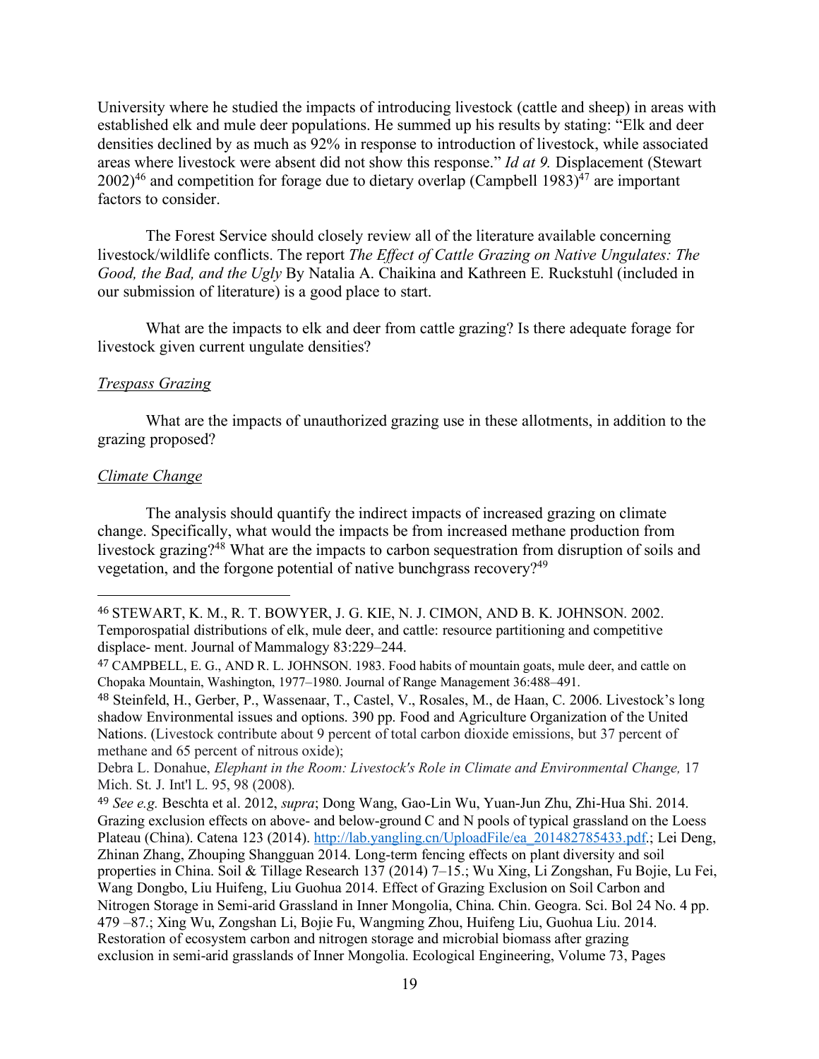University where he studied the impacts of introducing livestock (cattle and sheep) in areas with established elk and mule deer populations. He summed up his results by stating: "Elk and deer densities declined by as much as 92% in response to introduction of livestock, while associated areas where livestock were absent did not show this response." *Id at 9.* Displacement (Stewart 2002)[46] and competition for forage due to dietary overlap (Campbell 1983)[47] are important factors to consider.

The Forest Service should closely review all of the literature available concerning livestock/wildlife conflicts. The report *The Effect of Cattle Grazing on Native Ungulates: The Good, the Bad, and the Ugly* By Natalia A. Chaikina and Kathreen E. Ruckstuhl (included in our submission of literature) is a good place to start.

What are the impacts to elk and deer from cattle grazing? Is there adequate forage for livestock given current ungulate densities?

### *Trespass Grazing*

What are the impacts of unauthorized grazing use in these allotments, in addition to the grazing proposed?

### *Climate Change*

The analysis should quantify the indirect impacts of increased grazing on climate change. Specifically, what would the impacts be from increased methane production from livestock grazing?[48] What are the impacts to carbon sequestration from disruption of soils and vegetation, and the forgone potential of native bunchgrass recovery?[49]

---

[46] STEWART, K. M., R. T. BOWYER, J. G. KIE, N. J. CIMON, AND B. K. JOHNSON. 2002. Temporospatial distributions of elk, mule deer, and cattle: resource partitioning and competitive displace- ment. Journal of Mammalogy 83:229–244.

[47] CAMPBELL, E. G., AND R. L. JOHNSON. 1983. Food habits of mountain goats, mule deer, and cattle on Chopaka Mountain, Washington, 1977–1980. Journal of Range Management 36:488–491.

[48] Steinfeld, H., Gerber, P., Wassenaar, T., Castel, V., Rosales, M., de Haan, C. 2006. Livestock's long shadow Environmental issues and options. 390 pp. Food and Agriculture Organization of the United Nations. (Livestock contribute about 9 percent of total carbon dioxide emissions, but 37 percent of methane and 65 percent of nitrous oxide);

Debra L. Donahue, *Elephant in the Room: Livestock's Role in Climate and Environmental Change,* 17 Mich. St. J. Int'l L. 95, 98 (2008).

[49] *See e.g.* Beschta et al. 2012, *supra*; Dong Wang, Gao-Lin Wu, Yuan-Jun Zhu, Zhi-Hua Shi. 2014. Grazing exclusion effects on above- and below-ground C and N pools of typical grassland on the Loess Plateau (China). Catena 123 (2014). http://lab.yangling.cn/UploadFile/ea_201482785433.pdf.; Lei Deng, Zhinan Zhang, Zhouping Shangguan 2014. Long-term fencing effects on plant diversity and soil properties in China. Soil & Tillage Research 137 (2014) 7–15.; Wu Xing, Li Zongshan, Fu Bojie, Lu Fei, Wang Dongbo, Liu Huifeng, Liu Guohua 2014. Effect of Grazing Exclusion on Soil Carbon and Nitrogen Storage in Semi-arid Grassland in Inner Mongolia, China. Chin. Geogra. Sci. Bol 24 No. 4 pp. 479 –87.; Xing Wu, Zongshan Li, Bojie Fu, Wangming Zhou, Huifeng Liu, Guohua Liu. 2014. Restoration of ecosystem carbon and nitrogen storage and microbial biomass after grazing exclusion in semi-arid grasslands of Inner Mongolia. Ecological Engineering, Volume 73, Pages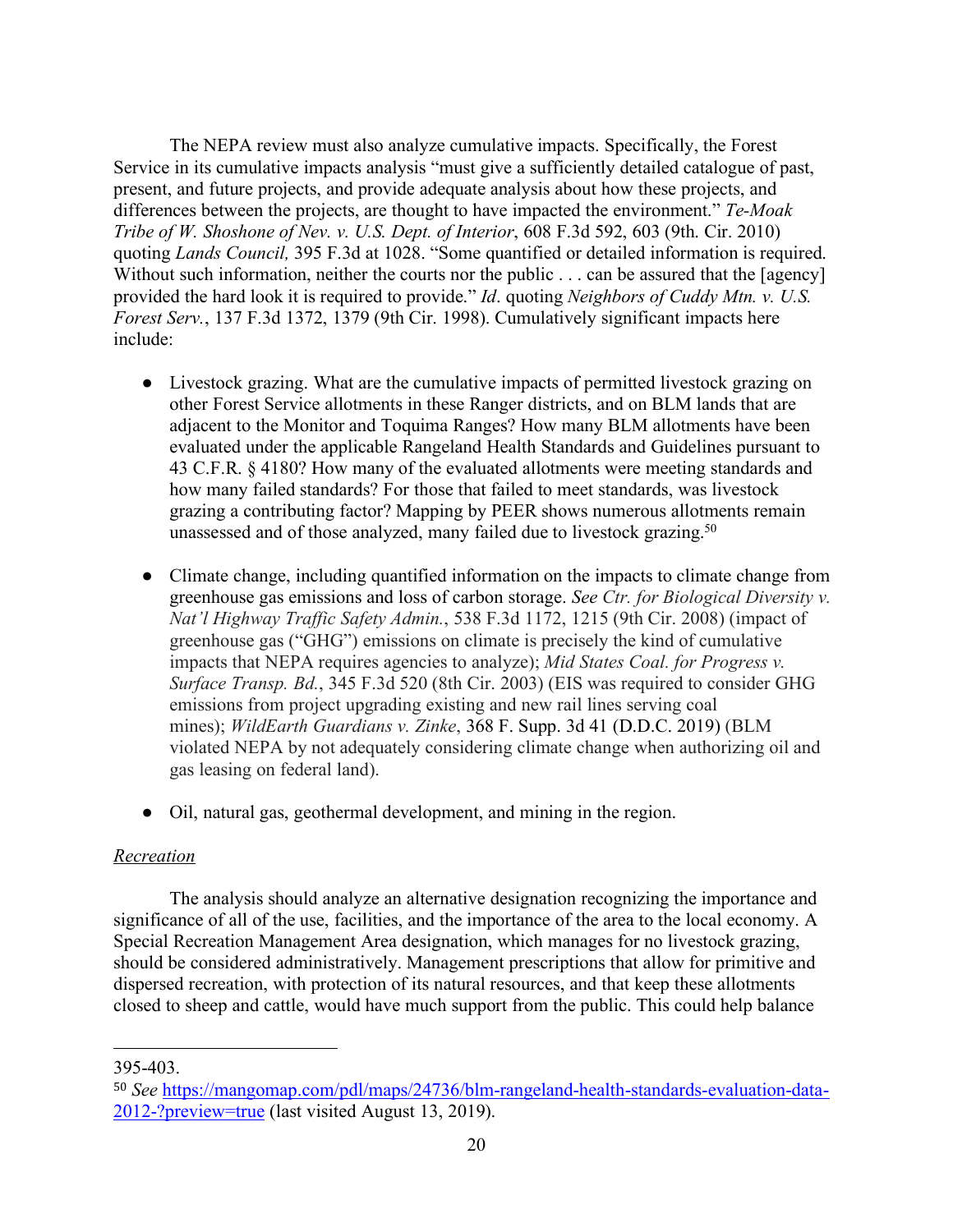The NEPA review must also analyze cumulative impacts. Specifically, the Forest Service in its cumulative impacts analysis "must give a sufficiently detailed catalogue of past, present, and future projects, and provide adequate analysis about how these projects, and differences between the projects, are thought to have impacted the environment." *Te-Moak Tribe of W. Shoshone of Nev. v. U.S. Dept. of Interior*, 608 F.3d 592, 603 (9th. Cir. 2010) quoting *Lands Council,* 395 F.3d at 1028. "Some quantified or detailed information is required. Without such information, neither the courts nor the public . . . can be assured that the [agency] provided the hard look it is required to provide." *Id*. quoting *Neighbors of Cuddy Mtn. v. U.S. Forest Serv.*, 137 F.3d 1372, 1379 (9th Cir. 1998). Cumulatively significant impacts here include:

- Livestock grazing. What are the cumulative impacts of permitted livestock grazing on other Forest Service allotments in these Ranger districts, and on BLM lands that are adjacent to the Monitor and Toquima Ranges? How many BLM allotments have been evaluated under the applicable Rangeland Health Standards and Guidelines pursuant to 43 C.F.R. § 4180? How many of the evaluated allotments were meeting standards and how many failed standards? For those that failed to meet standards, was livestock grazing a contributing factor? Mapping by PEER shows numerous allotments remain unassessed and of those analyzed, many failed due to livestock grazing.[50]

- Climate change, including quantified information on the impacts to climate change from greenhouse gas emissions and loss of carbon storage. *See Ctr. for Biological Diversity v. Nat'l Highway Traffic Safety Admin.*, 538 F.3d 1172, 1215 (9th Cir. 2008) (impact of greenhouse gas ("GHG") emissions on climate is precisely the kind of cumulative impacts that NEPA requires agencies to analyze); *Mid States Coal. for Progress v. Surface Transp. Bd.*, 345 F.3d 520 (8th Cir. 2003) (EIS was required to consider GHG emissions from project upgrading existing and new rail lines serving coal mines); *WildEarth Guardians v. Zinke*, 368 F. Supp. 3d 41 (D.D.C. 2019) (BLM violated NEPA by not adequately considering climate change when authorizing oil and gas leasing on federal land).

- Oil, natural gas, geothermal development, and mining in the region.

*Recreation*

The analysis should analyze an alternative designation recognizing the importance and significance of all of the use, facilities, and the importance of the area to the local economy. A Special Recreation Management Area designation, which manages for no livestock grazing, should be considered administratively. Management prescriptions that allow for primitive and dispersed recreation, with protection of its natural resources, and that keep these allotments closed to sheep and cattle, would have much support from the public. This could help balance

---

395-403.

[50] *See* https://mangomap.com/pdl/maps/24736/blm-rangeland-health-standards-evaluation-data-2012-?preview=true (last visited August 13, 2019).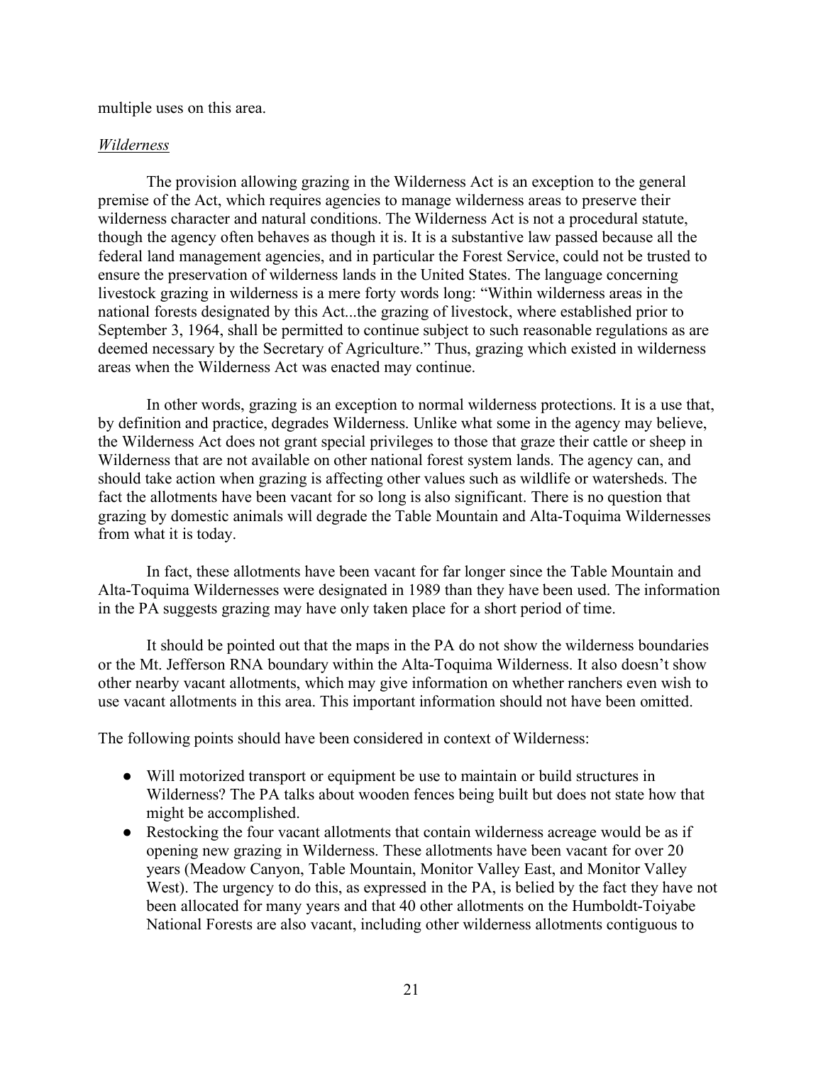multiple uses on this area.

*Wilderness*

The provision allowing grazing in the Wilderness Act is an exception to the general premise of the Act, which requires agencies to manage wilderness areas to preserve their wilderness character and natural conditions. The Wilderness Act is not a procedural statute, though the agency often behaves as though it is. It is a substantive law passed because all the federal land management agencies, and in particular the Forest Service, could not be trusted to ensure the preservation of wilderness lands in the United States. The language concerning livestock grazing in wilderness is a mere forty words long: "Within wilderness areas in the national forests designated by this Act...the grazing of livestock, where established prior to September 3, 1964, shall be permitted to continue subject to such reasonable regulations as are deemed necessary by the Secretary of Agriculture." Thus, grazing which existed in wilderness areas when the Wilderness Act was enacted may continue.

In other words, grazing is an exception to normal wilderness protections. It is a use that, by definition and practice, degrades Wilderness. Unlike what some in the agency may believe, the Wilderness Act does not grant special privileges to those that graze their cattle or sheep in Wilderness that are not available on other national forest system lands. The agency can, and should take action when grazing is affecting other values such as wildlife or watersheds. The fact the allotments have been vacant for so long is also significant. There is no question that grazing by domestic animals will degrade the Table Mountain and Alta-Toquima Wildernesses from what it is today.

In fact, these allotments have been vacant for far longer since the Table Mountain and Alta-Toquima Wildernesses were designated in 1989 than they have been used. The information in the PA suggests grazing may have only taken place for a short period of time.

It should be pointed out that the maps in the PA do not show the wilderness boundaries or the Mt. Jefferson RNA boundary within the Alta-Toquima Wilderness. It also doesn't show other nearby vacant allotments, which may give information on whether ranchers even wish to use vacant allotments in this area. This important information should not have been omitted.

The following points should have been considered in context of Wilderness:

- Will motorized transport or equipment be use to maintain or build structures in Wilderness? The PA talks about wooden fences being built but does not state how that might be accomplished.
- Restocking the four vacant allotments that contain wilderness acreage would be as if opening new grazing in Wilderness. These allotments have been vacant for over 20 years (Meadow Canyon, Table Mountain, Monitor Valley East, and Monitor Valley West). The urgency to do this, as expressed in the PA, is belied by the fact they have not been allocated for many years and that 40 other allotments on the Humboldt-Toiyabe National Forests are also vacant, including other wilderness allotments contiguous to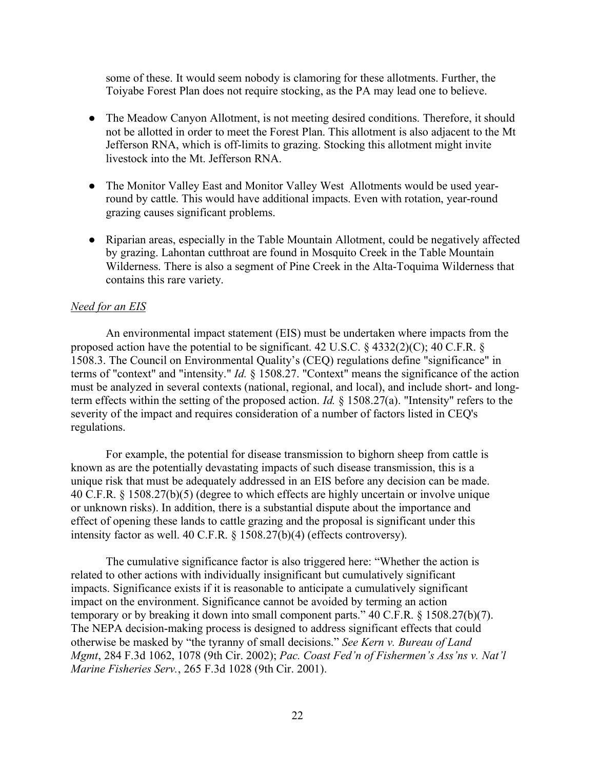some of these. It would seem nobody is clamoring for these allotments. Further, the Toiyabe Forest Plan does not require stocking, as the PA may lead one to believe.

- The Meadow Canyon Allotment, is not meeting desired conditions. Therefore, it should not be allotted in order to meet the Forest Plan. This allotment is also adjacent to the Mt Jefferson RNA, which is off-limits to grazing. Stocking this allotment might invite livestock into the Mt. Jefferson RNA.

- The Monitor Valley East and Monitor Valley West Allotments would be used year-round by cattle. This would have additional impacts. Even with rotation, year-round grazing causes significant problems.

- Riparian areas, especially in the Table Mountain Allotment, could be negatively affected by grazing. Lahontan cutthroat are found in Mosquito Creek in the Table Mountain Wilderness. There is also a segment of Pine Creek in the Alta-Toquima Wilderness that contains this rare variety.

*Need for an EIS*

An environmental impact statement (EIS) must be undertaken where impacts from the proposed action have the potential to be significant. 42 U.S.C. § 4332(2)(C); 40 C.F.R. § 1508.3. The Council on Environmental Quality's (CEQ) regulations define "significance" in terms of "context" and "intensity." *Id.* § 1508.27. "Context" means the significance of the action must be analyzed in several contexts (national, regional, and local), and include short- and long-term effects within the setting of the proposed action. *Id.* § 1508.27(a). "Intensity" refers to the severity of the impact and requires consideration of a number of factors listed in CEQ's regulations.

For example, the potential for disease transmission to bighorn sheep from cattle is known as are the potentially devastating impacts of such disease transmission, this is a unique risk that must be adequately addressed in an EIS before any decision can be made. 40 C.F.R. § 1508.27(b)(5) (degree to which effects are highly uncertain or involve unique or unknown risks). In addition, there is a substantial dispute about the importance and effect of opening these lands to cattle grazing and the proposal is significant under this intensity factor as well. 40 C.F.R. § 1508.27(b)(4) (effects controversy).

The cumulative significance factor is also triggered here: "Whether the action is related to other actions with individually insignificant but cumulatively significant impacts. Significance exists if it is reasonable to anticipate a cumulatively significant impact on the environment. Significance cannot be avoided by terming an action temporary or by breaking it down into small component parts." 40 C.F.R. § 1508.27(b)(7). The NEPA decision-making process is designed to address significant effects that could otherwise be masked by "the tyranny of small decisions." *See Kern v. Bureau of Land Mgmt*, 284 F.3d 1062, 1078 (9th Cir. 2002); *Pac. Coast Fed'n of Fishermen's Ass'ns v. Nat'l Marine Fisheries Serv.*, 265 F.3d 1028 (9th Cir. 2001).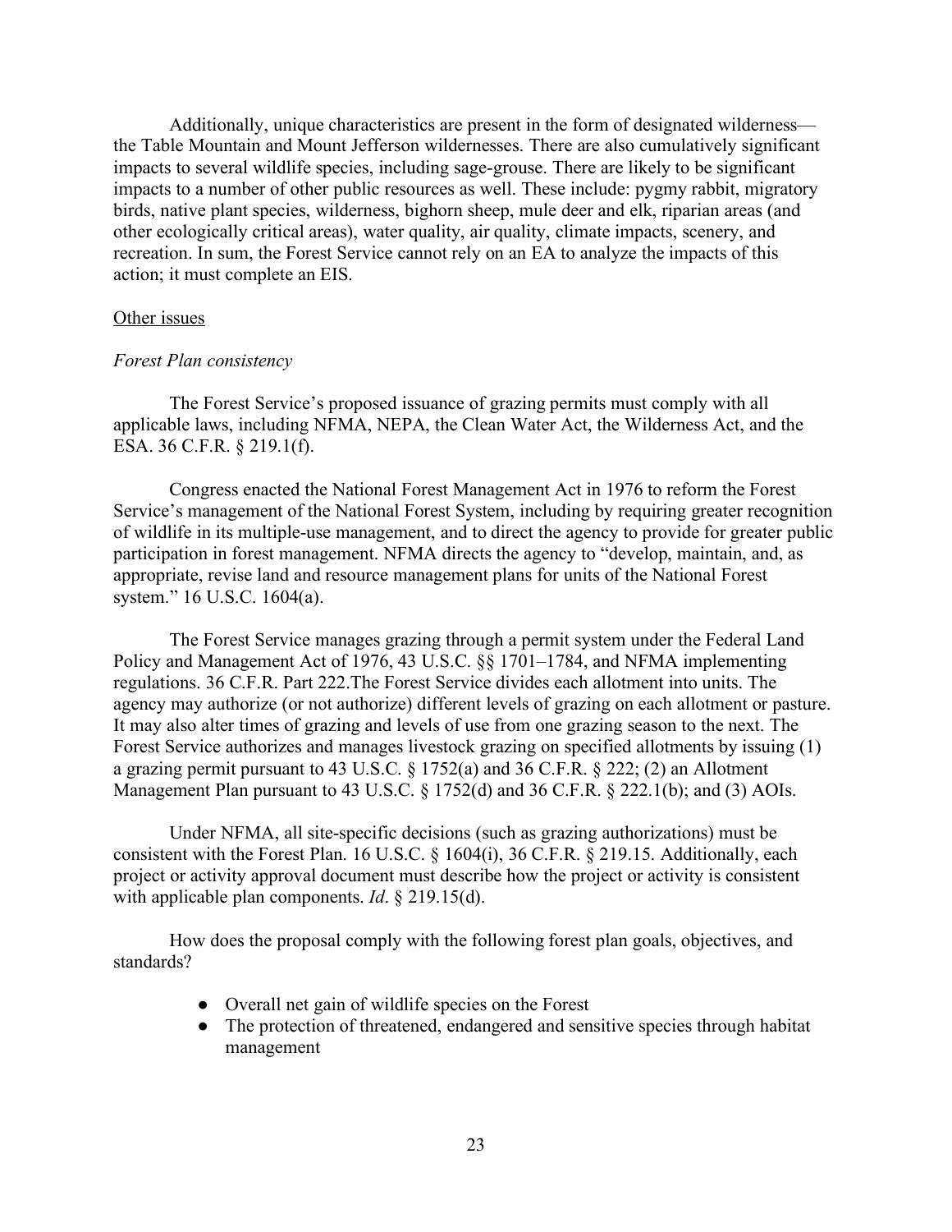Additionally, unique characteristics are present in the form of designated wilderness—the Table Mountain and Mount Jefferson wildernesses. There are also cumulatively significant impacts to several wildlife species, including sage-grouse. There are likely to be significant impacts to a number of other public resources as well. These include: pygmy rabbit, migratory birds, native plant species, wilderness, bighorn sheep, mule deer and elk, riparian areas (and other ecologically critical areas), water quality, air quality, climate impacts, scenery, and recreation. In sum, the Forest Service cannot rely on an EA to analyze the impacts of this action; it must complete an EIS.

<u>Other issues</u>

*Forest Plan consistency*

The Forest Service's proposed issuance of grazing permits must comply with all applicable laws, including NFMA, NEPA, the Clean Water Act, the Wilderness Act, and the ESA. 36 C.F.R. § 219.1(f).

Congress enacted the National Forest Management Act in 1976 to reform the Forest Service's management of the National Forest System, including by requiring greater recognition of wildlife in its multiple-use management, and to direct the agency to provide for greater public participation in forest management. NFMA directs the agency to "develop, maintain, and, as appropriate, revise land and resource management plans for units of the National Forest system." 16 U.S.C. 1604(a).

The Forest Service manages grazing through a permit system under the Federal Land Policy and Management Act of 1976, 43 U.S.C. §§ 1701–1784, and NFMA implementing regulations. 36 C.F.R. Part 222.The Forest Service divides each allotment into units. The agency may authorize (or not authorize) different levels of grazing on each allotment or pasture. It may also alter times of grazing and levels of use from one grazing season to the next. The Forest Service authorizes and manages livestock grazing on specified allotments by issuing (1) a grazing permit pursuant to 43 U.S.C. § 1752(a) and 36 C.F.R. § 222; (2) an Allotment Management Plan pursuant to 43 U.S.C. § 1752(d) and 36 C.F.R. § 222.1(b); and (3) AOIs.

Under NFMA, all site-specific decisions (such as grazing authorizations) must be consistent with the Forest Plan. 16 U.S.C. § 1604(i), 36 C.F.R. § 219.15. Additionally, each project or activity approval document must describe how the project or activity is consistent with applicable plan components. *Id*. § 219.15(d).

How does the proposal comply with the following forest plan goals, objectives, and standards?

- Overall net gain of wildlife species on the Forest
- The protection of threatened, endangered and sensitive species through habitat management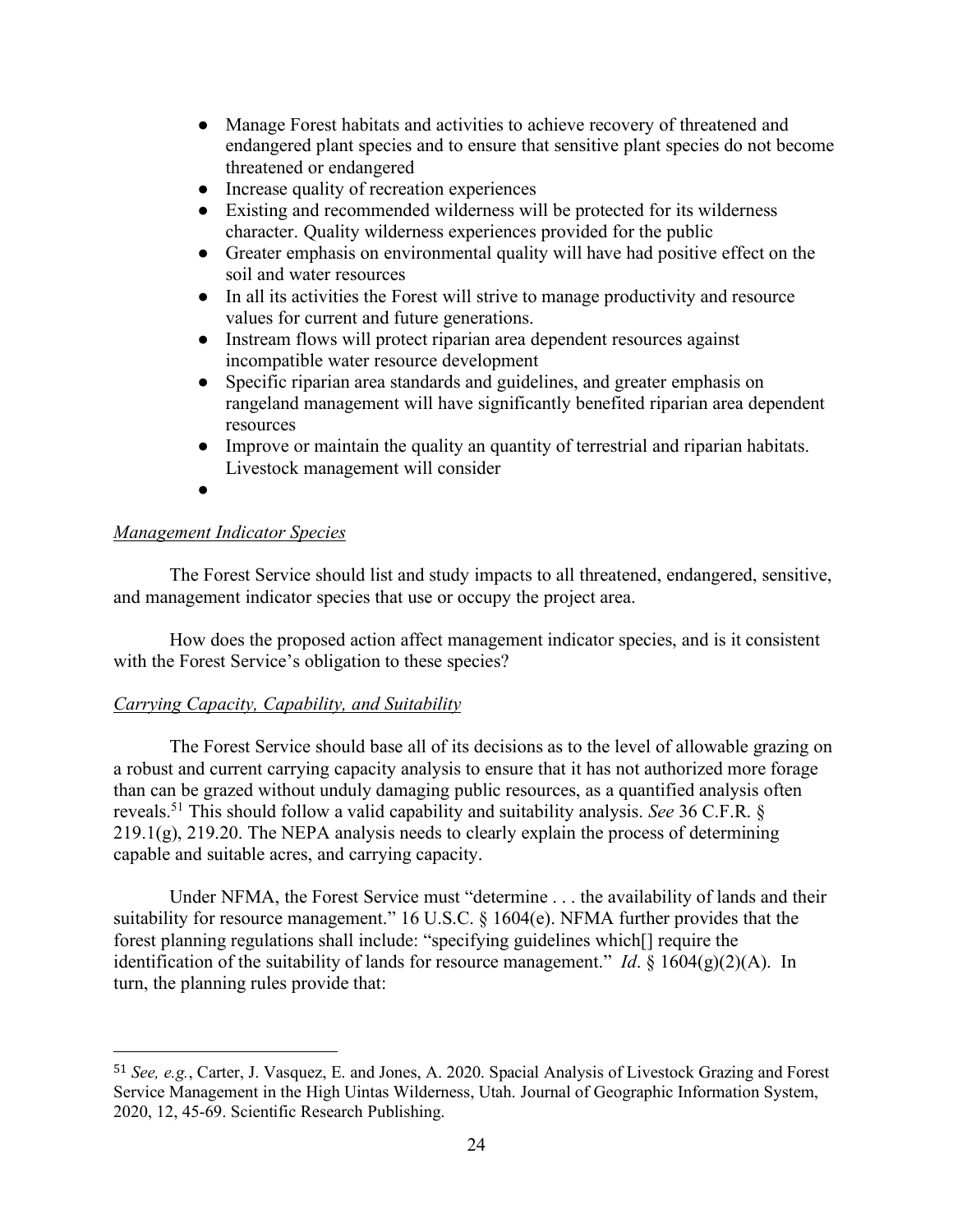- Manage Forest habitats and activities to achieve recovery of threatened and endangered plant species and to ensure that sensitive plant species do not become threatened or endangered
- Increase quality of recreation experiences
- Existing and recommended wilderness will be protected for its wilderness character. Quality wilderness experiences provided for the public
- Greater emphasis on environmental quality will have had positive effect on the soil and water resources
- In all its activities the Forest will strive to manage productivity and resource values for current and future generations.
- Instream flows will protect riparian area dependent resources against incompatible water resource development
- Specific riparian area standards and guidelines, and greater emphasis on rangeland management will have significantly benefited riparian area dependent resources
- Improve or maintain the quality an quantity of terrestrial and riparian habitats. Livestock management will consider
- 

*Management Indicator Species*

The Forest Service should list and study impacts to all threatened, endangered, sensitive, and management indicator species that use or occupy the project area.

How does the proposed action affect management indicator species, and is it consistent with the Forest Service's obligation to these species?

*Carrying Capacity, Capability, and Suitability*

The Forest Service should base all of its decisions as to the level of allowable grazing on a robust and current carrying capacity analysis to ensure that it has not authorized more forage than can be grazed without unduly damaging public resources, as a quantified analysis often reveals.[51] This should follow a valid capability and suitability analysis. *See* 36 C.F.R. § 219.1(g), 219.20. The NEPA analysis needs to clearly explain the process of determining capable and suitable acres, and carrying capacity.

Under NFMA, the Forest Service must "determine . . . the availability of lands and their suitability for resource management." 16 U.S.C. § 1604(e). NFMA further provides that the forest planning regulations shall include: "specifying guidelines which[] require the identification of the suitability of lands for resource management." *Id*. § 1604(g)(2)(A). In turn, the planning rules provide that:

---

[51] *See, e.g.*, Carter, J. Vasquez, E. and Jones, A. 2020. Spacial Analysis of Livestock Grazing and Forest Service Management in the High Uintas Wilderness, Utah. Journal of Geographic Information System, 2020, 12, 45-69. Scientific Research Publishing.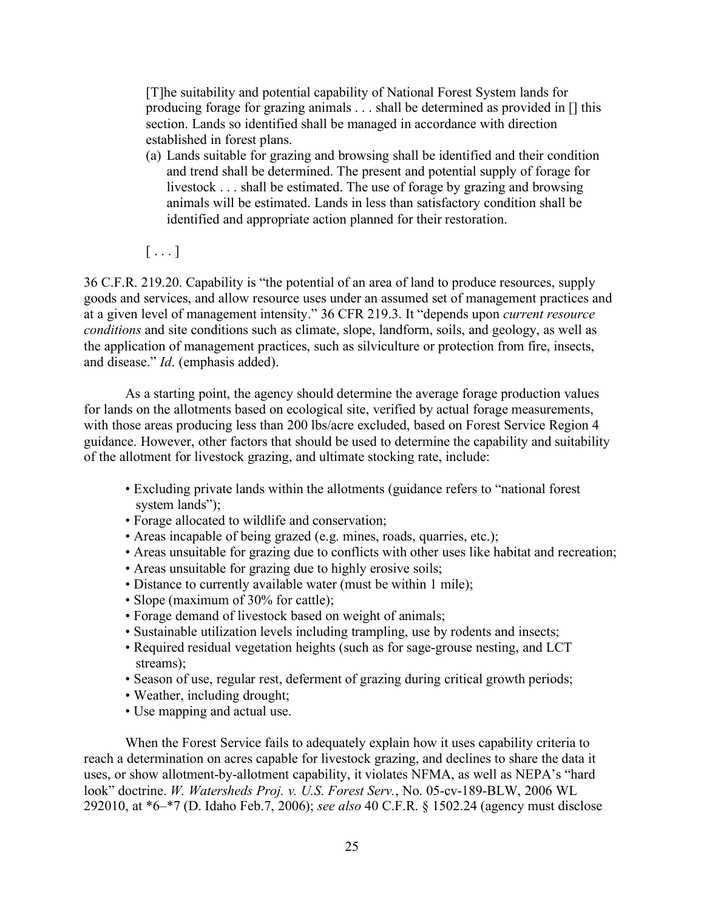> [T]he suitability and potential capability of National Forest System lands for producing forage for grazing animals . . . shall be determined as provided in [] this section. Lands so identified shall be managed in accordance with direction established in forest plans.
>
> (a) Lands suitable for grazing and browsing shall be identified and their condition and trend shall be determined. The present and potential supply of forage for livestock . . . shall be estimated. The use of forage by grazing and browsing animals will be estimated. Lands in less than satisfactory condition shall be identified and appropriate action planned for their restoration.
>
> [ . . . ]

36 C.F.R. 219.20. Capability is "the potential of an area of land to produce resources, supply goods and services, and allow resource uses under an assumed set of management practices and at a given level of management intensity." 36 CFR 219.3. It "depends upon *current resource conditions* and site conditions such as climate, slope, landform, soils, and geology, as well as the application of management practices, such as silviculture or protection from fire, insects, and disease." *Id*. (emphasis added).

As a starting point, the agency should determine the average forage production values for lands on the allotments based on ecological site, verified by actual forage measurements, with those areas producing less than 200 lbs/acre excluded, based on Forest Service Region 4 guidance. However, other factors that should be used to determine the capability and suitability of the allotment for livestock grazing, and ultimate stocking rate, include:

- Excluding private lands within the allotments (guidance refers to "national forest system lands");
- Forage allocated to wildlife and conservation;
- Areas incapable of being grazed (e.g. mines, roads, quarries, etc.);
- Areas unsuitable for grazing due to conflicts with other uses like habitat and recreation;
- Areas unsuitable for grazing due to highly erosive soils;
- Distance to currently available water (must be within 1 mile);
- Slope (maximum of 30% for cattle);
- Forage demand of livestock based on weight of animals;
- Sustainable utilization levels including trampling, use by rodents and insects;
- Required residual vegetation heights (such as for sage-grouse nesting, and LCT streams);
- Season of use, regular rest, deferment of grazing during critical growth periods;
- Weather, including drought;
- Use mapping and actual use.

When the Forest Service fails to adequately explain how it uses capability criteria to reach a determination on acres capable for livestock grazing, and declines to share the data it uses, or show allotment-by-allotment capability, it violates NFMA, as well as NEPA's "hard look" doctrine. *W. Watersheds Proj. v. U.S. Forest Serv.*, No. 05-cv-189-BLW, 2006 WL 292010, at *6–*7 (D. Idaho Feb.7, 2006); *see also* 40 C.F.R. § 1502.24 (agency must disclose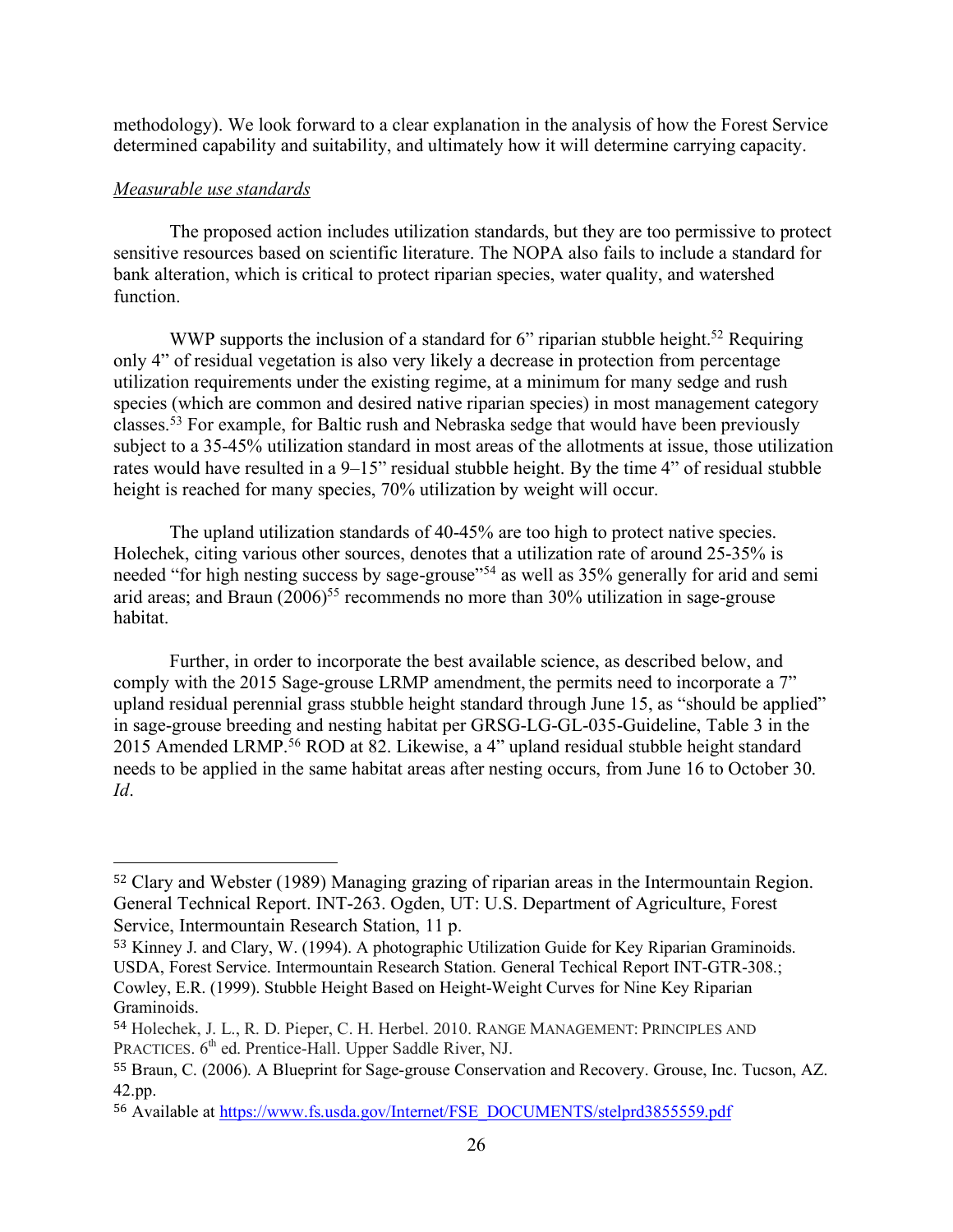methodology). We look forward to a clear explanation in the analysis of how the Forest Service determined capability and suitability, and ultimately how it will determine carrying capacity.

*Measurable use standards*

The proposed action includes utilization standards, but they are too permissive to protect sensitive resources based on scientific literature. The NOPA also fails to include a standard for bank alteration, which is critical to protect riparian species, water quality, and watershed function.

WWP supports the inclusion of a standard for 6" riparian stubble height.[52] Requiring only 4" of residual vegetation is also very likely a decrease in protection from percentage utilization requirements under the existing regime, at a minimum for many sedge and rush species (which are common and desired native riparian species) in most management category classes.[53] For example, for Baltic rush and Nebraska sedge that would have been previously subject to a 35-45% utilization standard in most areas of the allotments at issue, those utilization rates would have resulted in a 9–15" residual stubble height. By the time 4" of residual stubble height is reached for many species, 70% utilization by weight will occur.

The upland utilization standards of 40-45% are too high to protect native species. Holechek, citing various other sources, denotes that a utilization rate of around 25-35% is needed "for high nesting success by sage-grouse"[54] as well as 35% generally for arid and semi arid areas; and Braun (2006)[55] recommends no more than 30% utilization in sage-grouse habitat.

Further, in order to incorporate the best available science, as described below, and comply with the 2015 Sage-grouse LRMP amendment, the permits need to incorporate a 7" upland residual perennial grass stubble height standard through June 15, as "should be applied" in sage-grouse breeding and nesting habitat per GRSG-LG-GL-035-Guideline, Table 3 in the 2015 Amended LRMP.[56] ROD at 82. Likewise, a 4" upland residual stubble height standard needs to be applied in the same habitat areas after nesting occurs, from June 16 to October 30. *Id*.

---

[52] Clary and Webster (1989) Managing grazing of riparian areas in the Intermountain Region. General Technical Report. INT-263. Ogden, UT: U.S. Department of Agriculture, Forest Service, Intermountain Research Station, 11 p.

[53] Kinney J. and Clary, W. (1994). A photographic Utilization Guide for Key Riparian Graminoids. USDA, Forest Service. Intermountain Research Station. General Techical Report INT-GTR-308.; Cowley, E.R. (1999). Stubble Height Based on Height-Weight Curves for Nine Key Riparian Graminoids.

[54] Holechek, J. L., R. D. Pieper, C. H. Herbel. 2010. RANGE MANAGEMENT: PRINCIPLES AND PRACTICES. 6th ed. Prentice-Hall. Upper Saddle River, NJ.

[55] Braun, C. (2006). A Blueprint for Sage-grouse Conservation and Recovery. Grouse, Inc. Tucson, AZ. 42.pp.

[56] Available at https://www.fs.usda.gov/Internet/FSE_DOCUMENTS/stelprd3855559.pdf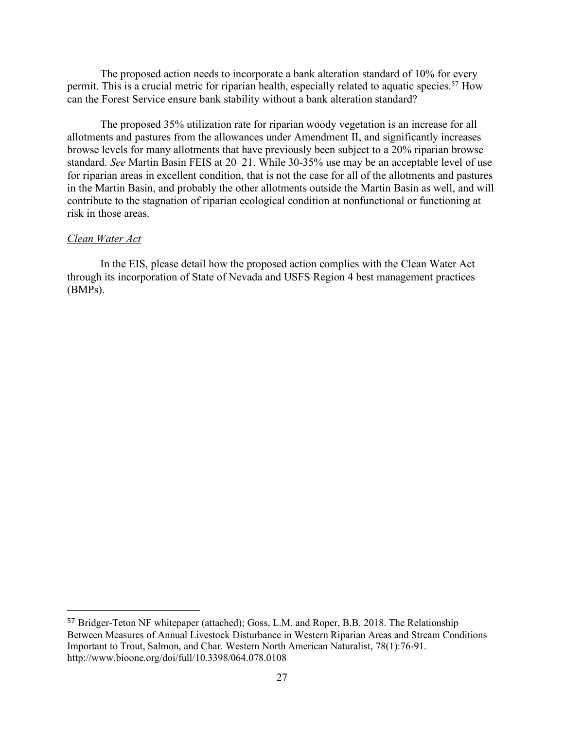The proposed action needs to incorporate a bank alteration standard of 10% for every permit. This is a crucial metric for riparian health, especially related to aquatic species.[57] How can the Forest Service ensure bank stability without a bank alteration standard?

The proposed 35% utilization rate for riparian woody vegetation is an increase for all allotments and pastures from the allowances under Amendment II, and significantly increases browse levels for many allotments that have previously been subject to a 20% riparian browse standard. *See* Martin Basin FEIS at 20–21. While 30-35% use may be an acceptable level of use for riparian areas in excellent condition, that is not the case for all of the allotments and pastures in the Martin Basin, and probably the other allotments outside the Martin Basin as well, and will contribute to the stagnation of riparian ecological condition at nonfunctional or functioning at risk in those areas.

*Clean Water Act*

In the EIS, please detail how the proposed action complies with the Clean Water Act through its incorporation of State of Nevada and USFS Region 4 best management practices (BMPs).

---

[57] Bridger-Teton NF whitepaper (attached); Goss, L.M. and Roper, B.B. 2018. The Relationship Between Measures of Annual Livestock Disturbance in Western Riparian Areas and Stream Conditions Important to Trout, Salmon, and Char. Western North American Naturalist, 78(1):76-91. http://www.bioone.org/doi/full/10.3398/064.078.0108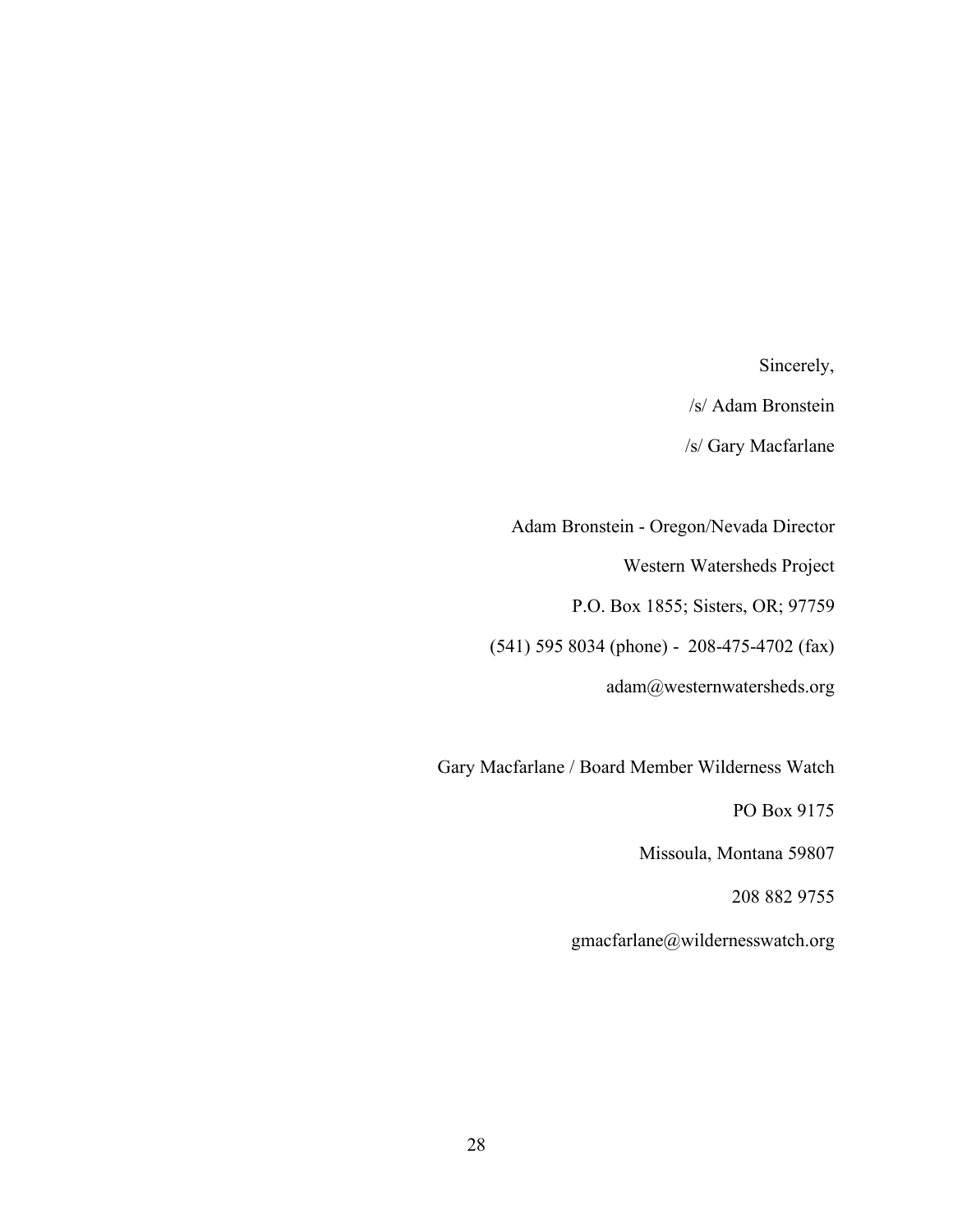Sincerely,

/s/ Adam Bronstein

/s/ Gary Macfarlane

Adam Bronstein - Oregon/Nevada Director

Western Watersheds Project

P.O. Box 1855; Sisters, OR; 97759

(541) 595 8034 (phone) - 208-475-4702 (fax)

adam@westernwatersheds.org

Gary Macfarlane / Board Member Wilderness Watch

PO Box 9175

Missoula, Montana 59807

208 882 9755

gmacfarlane@wildernesswatch.org